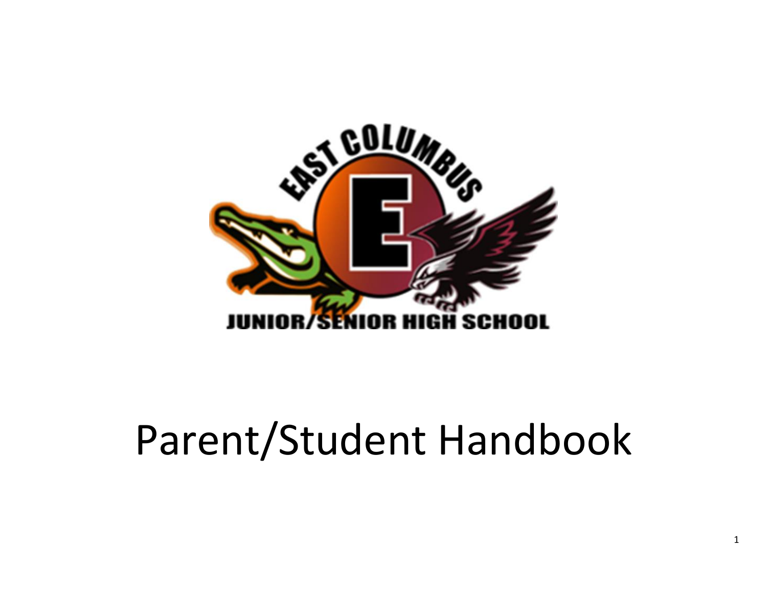EAST COLUMBUS

JUNIOR/SENIOR HIGH SCHOOL

# Parent/Student Handbook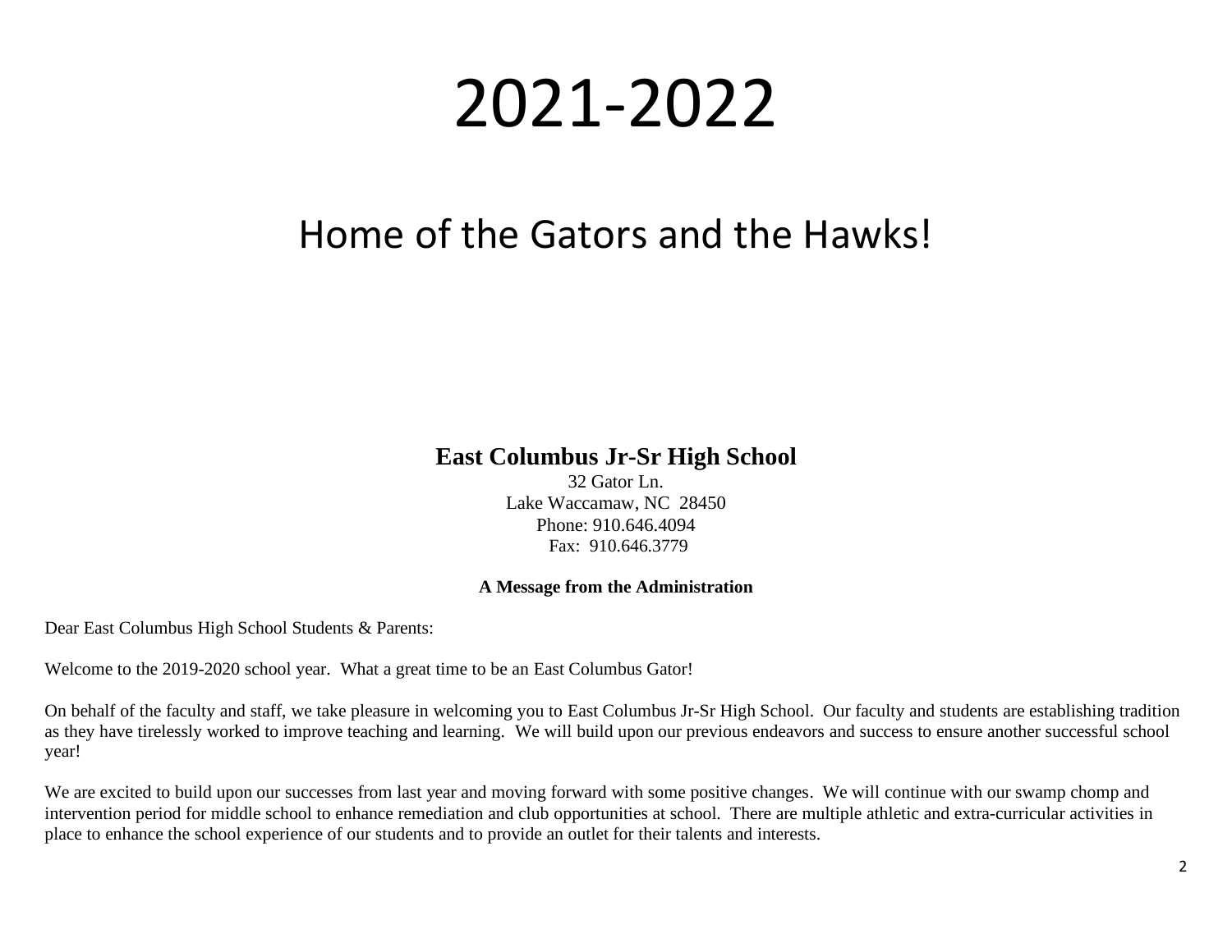# 2021-2022

## Home of the Gators and the Hawks!

**East Columbus Jr-Sr High School**
32 Gator Ln.
Lake Waccamaw, NC 28450
Phone: 910.646.4094
Fax: 910.646.3779

**A Message from the Administration**

Dear East Columbus High School Students & Parents:

Welcome to the 2019-2020 school year. What a great time to be an East Columbus Gator!

On behalf of the faculty and staff, we take pleasure in welcoming you to East Columbus Jr-Sr High School. Our faculty and students are establishing tradition as they have tirelessly worked to improve teaching and learning. We will build upon our previous endeavors and success to ensure another successful school year!

We are excited to build upon our successes from last year and moving forward with some positive changes. We will continue with our swamp chomp and intervention period for middle school to enhance remediation and club opportunities at school. There are multiple athletic and extra-curricular activities in place to enhance the school experience of our students and to provide an outlet for their talents and interests.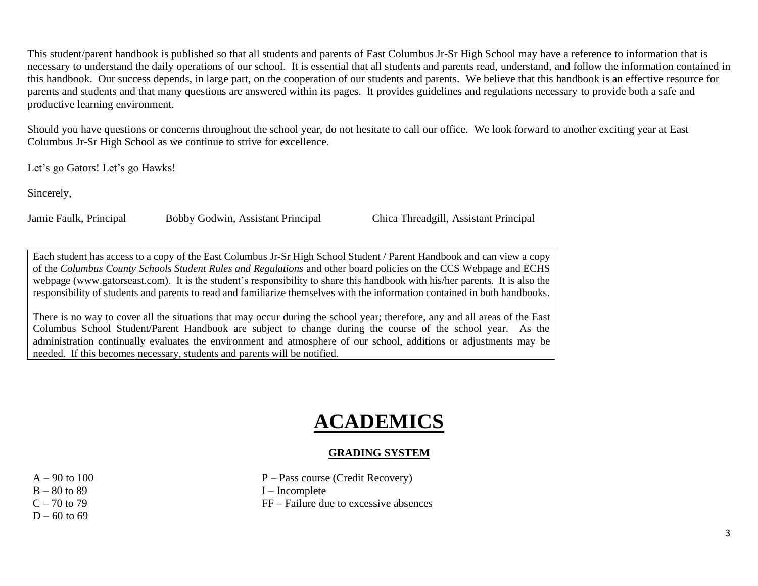This student/parent handbook is published so that all students and parents of East Columbus Jr-Sr High School may have a reference to information that is necessary to understand the daily operations of our school. It is essential that all students and parents read, understand, and follow the information contained in this handbook. Our success depends, in large part, on the cooperation of our students and parents. We believe that this handbook is an effective resource for parents and students and that many questions are answered within its pages. It provides guidelines and regulations necessary to provide both a safe and productive learning environment.

Should you have questions or concerns throughout the school year, do not hesitate to call our office. We look forward to another exciting year at East Columbus Jr-Sr High School as we continue to strive for excellence.

Let's go Gators! Let's go Hawks!

Sincerely,

Jamie Faulk, Principal    Bobby Godwin, Assistant Principal    Chica Threadgill, Assistant Principal

> Each student has access to a copy of the East Columbus Jr-Sr High School Student / Parent Handbook and can view a copy of the *Columbus County Schools Student Rules and Regulations* and other board policies on the CCS Webpage and ECHS webpage (www.gatorseast.com). It is the student's responsibility to share this handbook with his/her parents. It is also the responsibility of students and parents to read and familiarize themselves with the information contained in both handbooks.
>
> There is no way to cover all the situations that may occur during the school year; therefore, any and all areas of the East Columbus School Student/Parent Handbook are subject to change during the course of the school year. As the administration continually evaluates the environment and atmosphere of our school, additions or adjustments may be needed. If this becomes necessary, students and parents will be notified.

# ACADEMICS

## GRADING SYSTEM

A – 90 to 100
B – 80 to 89
C – 70 to 79
D – 60 to 69

P – Pass course (Credit Recovery)
I – Incomplete
FF – Failure due to excessive absences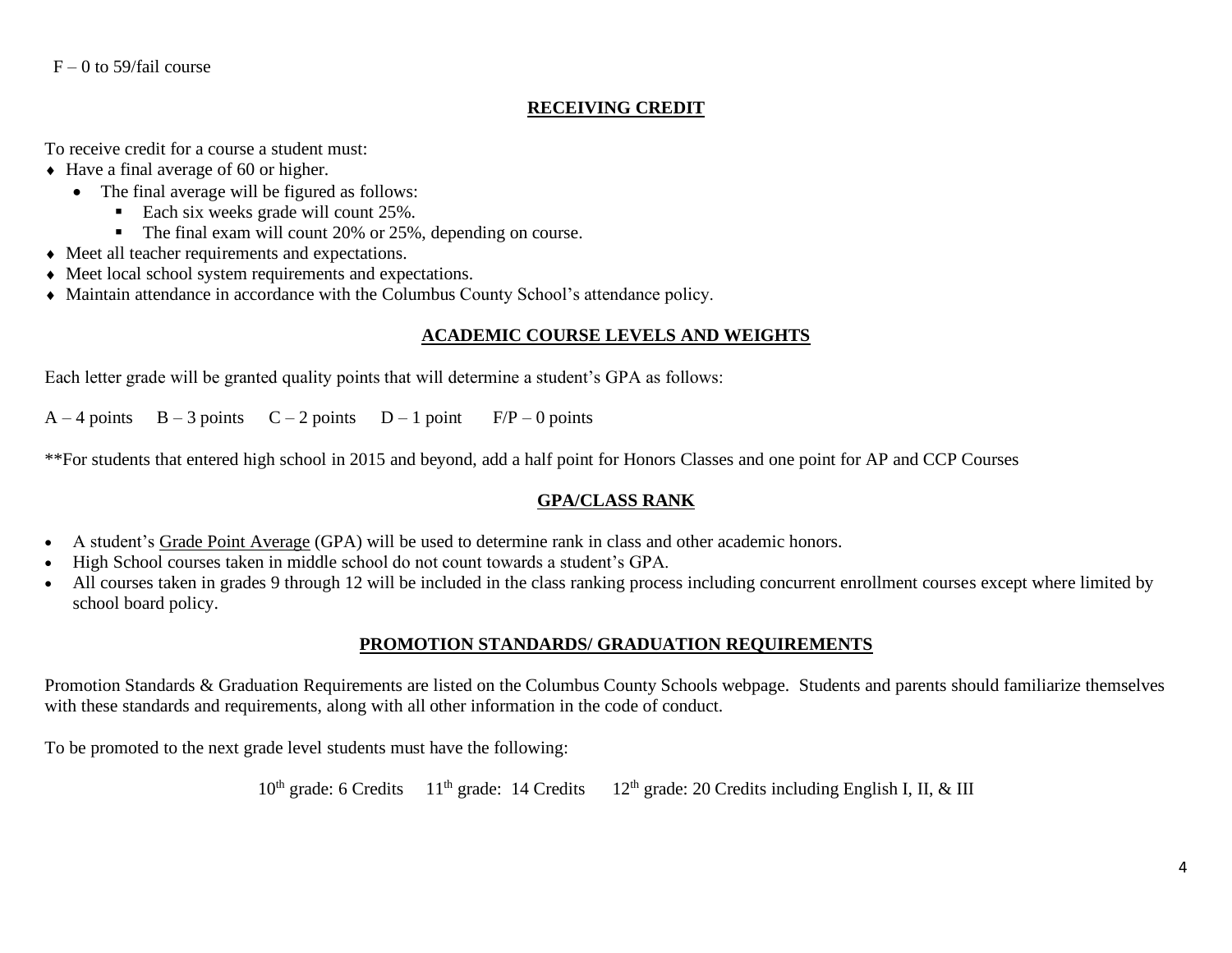F – 0 to 59/fail course

## RECEIVING CREDIT

To receive credit for a course a student must:

- Have a final average of 60 or higher.
  - The final average will be figured as follows:
    - Each six weeks grade will count 25%.
    - The final exam will count 20% or 25%, depending on course.
- Meet all teacher requirements and expectations.
- Meet local school system requirements and expectations.
- Maintain attendance in accordance with the Columbus County School's attendance policy.

## ACADEMIC COURSE LEVELS AND WEIGHTS

Each letter grade will be granted quality points that will determine a student's GPA as follows:

A – 4 points  B – 3 points  C – 2 points  D – 1 point  F/P – 0 points

**For students that entered high school in 2015 and beyond, add a half point for Honors Classes and one point for AP and CCP Courses

## GPA/CLASS RANK

- A student's Grade Point Average (GPA) will be used to determine rank in class and other academic honors.
- High School courses taken in middle school do not count towards a student's GPA.
- All courses taken in grades 9 through 12 will be included in the class ranking process including concurrent enrollment courses except where limited by school board policy.

## PROMOTION STANDARDS/ GRADUATION REQUIREMENTS

Promotion Standards & Graduation Requirements are listed on the Columbus County Schools webpage. Students and parents should familiarize themselves with these standards and requirements, along with all other information in the code of conduct.

To be promoted to the next grade level students must have the following:

10th grade: 6 Credits  11th grade: 14 Credits  12th grade: 20 Credits including English I, II, & III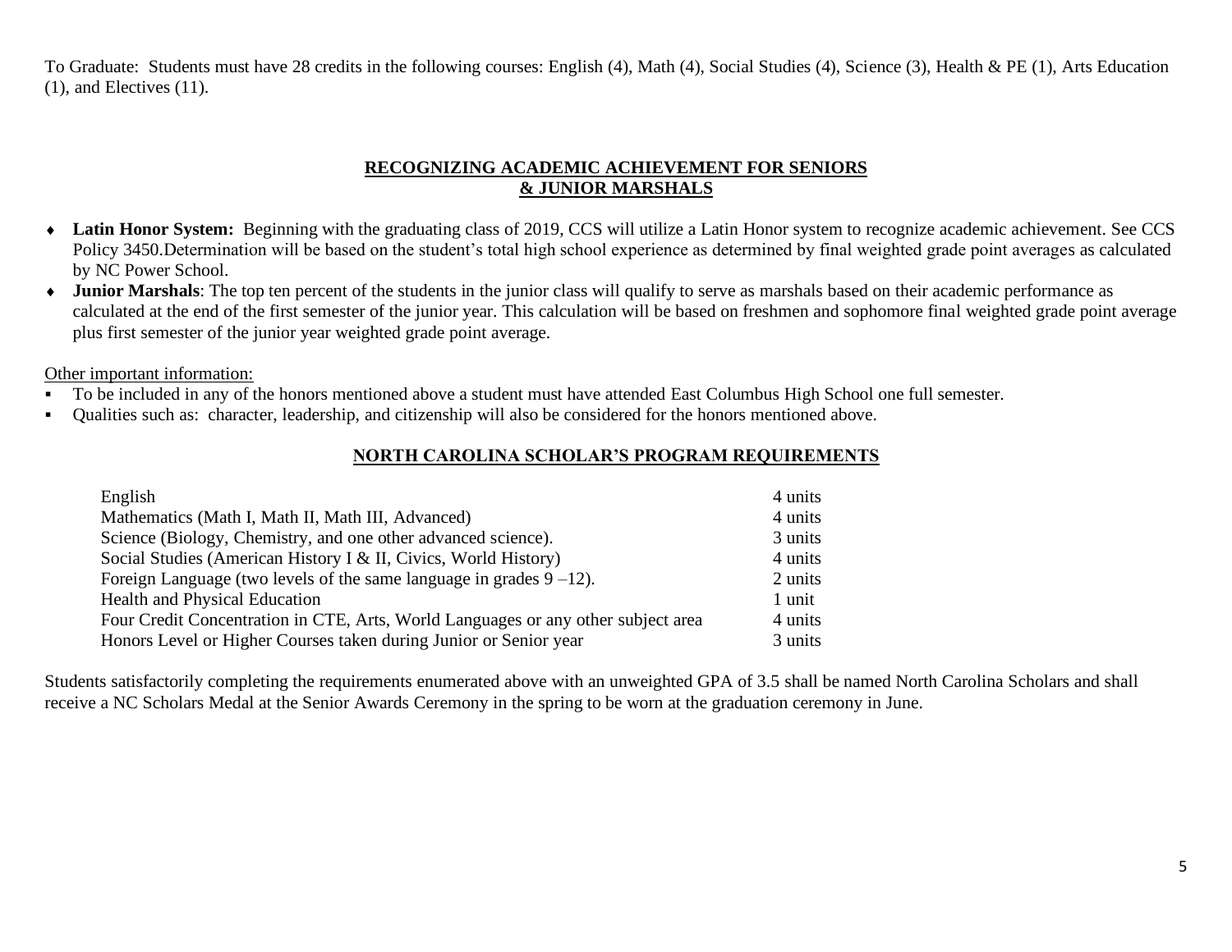To Graduate: Students must have 28 credits in the following courses: English (4), Math (4), Social Studies (4), Science (3), Health & PE (1), Arts Education (1), and Electives (11).

## RECOGNIZING ACADEMIC ACHIEVEMENT FOR SENIORS & JUNIOR MARSHALS

- **Latin Honor System:** Beginning with the graduating class of 2019, CCS will utilize a Latin Honor system to recognize academic achievement. See CCS Policy 3450.Determination will be based on the student's total high school experience as determined by final weighted grade point averages as calculated by NC Power School.
- **Junior Marshals**: The top ten percent of the students in the junior class will qualify to serve as marshals based on their academic performance as calculated at the end of the first semester of the junior year. This calculation will be based on freshmen and sophomore final weighted grade point average plus first semester of the junior year weighted grade point average.

Other important information:

- To be included in any of the honors mentioned above a student must have attended East Columbus High School one full semester.
- Qualities such as: character, leadership, and citizenship will also be considered for the honors mentioned above.

## NORTH CAROLINA SCHOLAR'S PROGRAM REQUIREMENTS

| | |
|---|---|
| English | 4 units |
| Mathematics (Math I, Math II, Math III, Advanced) | 4 units |
| Science (Biology, Chemistry, and one other advanced science). | 3 units |
| Social Studies (American History I & II, Civics, World History) | 4 units |
| Foreign Language (two levels of the same language in grades 9 –12). | 2 units |
| Health and Physical Education | 1 unit |
| Four Credit Concentration in CTE, Arts, World Languages or any other subject area | 4 units |
| Honors Level or Higher Courses taken during Junior or Senior year | 3 units |

Students satisfactorily completing the requirements enumerated above with an unweighted GPA of 3.5 shall be named North Carolina Scholars and shall receive a NC Scholars Medal at the Senior Awards Ceremony in the spring to be worn at the graduation ceremony in June.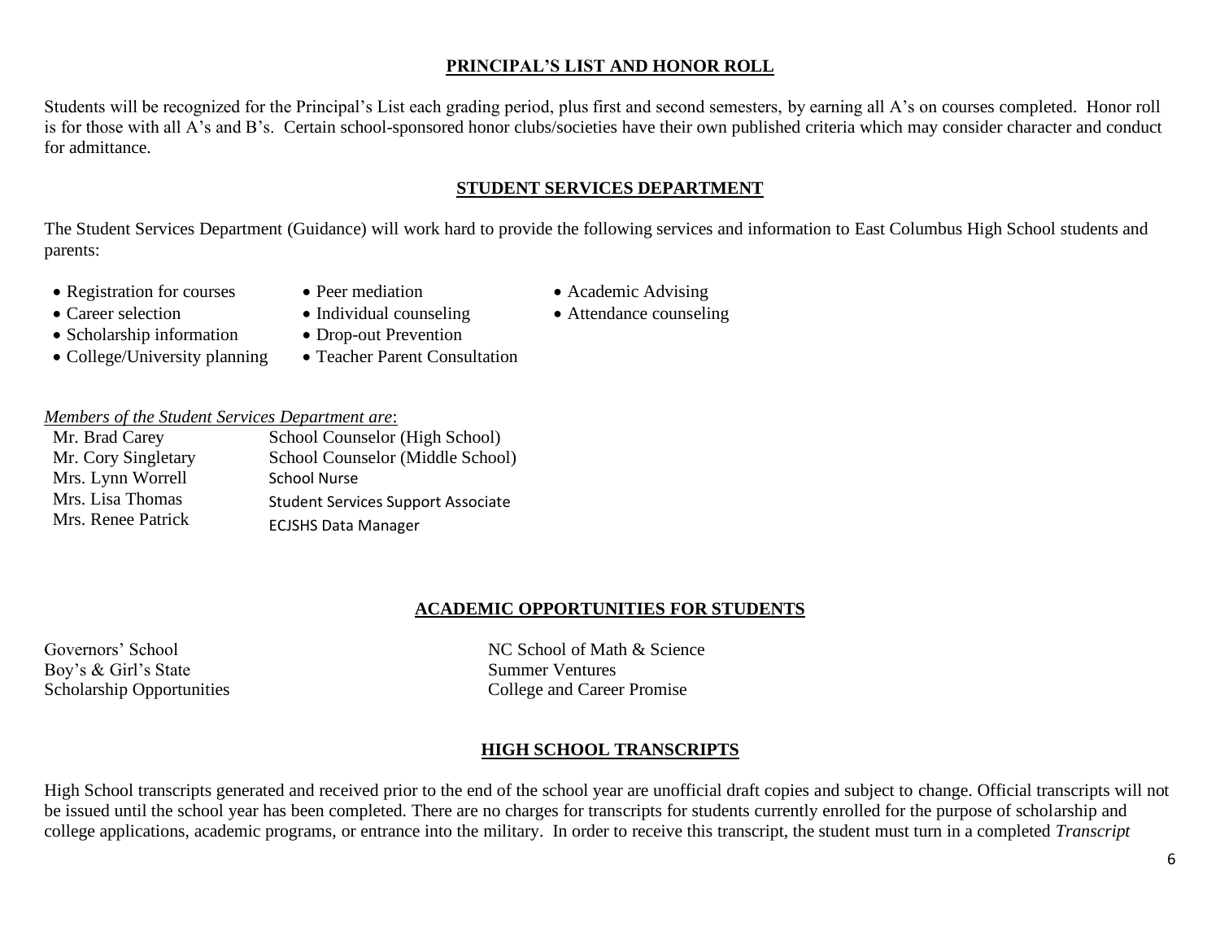## PRINCIPAL'S LIST AND HONOR ROLL

Students will be recognized for the Principal's List each grading period, plus first and second semesters, by earning all A's on courses completed. Honor roll is for those with all A's and B's. Certain school-sponsored honor clubs/societies have their own published criteria which may consider character and conduct for admittance.

## STUDENT SERVICES DEPARTMENT

The Student Services Department (Guidance) will work hard to provide the following services and information to East Columbus High School students and parents:

- Registration for courses
- Career selection
- Scholarship information
- College/University planning
- Peer mediation
- Individual counseling
- Drop-out Prevention
- Teacher Parent Consultation
- Academic Advising
- Attendance counseling

*Members of the Student Services Department are*:

| | |
|---|---|
| Mr. Brad Carey | School Counselor (High School) |
| Mr. Cory Singletary | School Counselor (Middle School) |
| Mrs. Lynn Worrell | School Nurse |
| Mrs. Lisa Thomas | Student Services Support Associate |
| Mrs. Renee Patrick | ECJSHS Data Manager |

## ACADEMIC OPPORTUNITIES FOR STUDENTS

Governors' School
Boy's & Girl's State
Scholarship Opportunities
NC School of Math & Science
Summer Ventures
College and Career Promise

## HIGH SCHOOL TRANSCRIPTS

High School transcripts generated and received prior to the end of the school year are unofficial draft copies and subject to change. Official transcripts will not be issued until the school year has been completed. There are no charges for transcripts for students currently enrolled for the purpose of scholarship and college applications, academic programs, or entrance into the military. In order to receive this transcript, the student must turn in a completed *Transcript*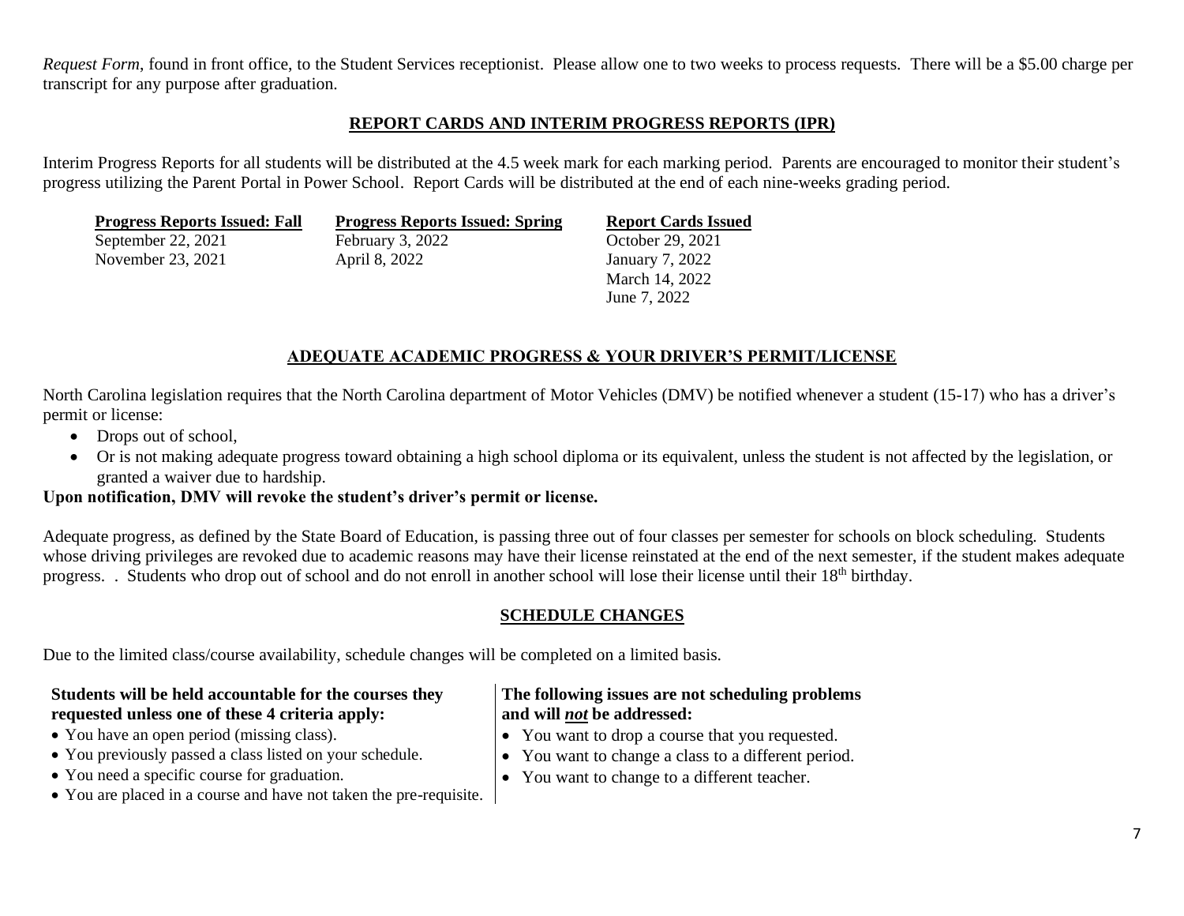*Request Form*, found in front office, to the Student Services receptionist. Please allow one to two weeks to process requests. There will be a $5.00 charge per transcript for any purpose after graduation.

## REPORT CARDS AND INTERIM PROGRESS REPORTS (IPR)

Interim Progress Reports for all students will be distributed at the 4.5 week mark for each marking period. Parents are encouraged to monitor their student's progress utilizing the Parent Portal in Power School. Report Cards will be distributed at the end of each nine-weeks grading period.

| Progress Reports Issued: Fall | Progress Reports Issued: Spring | Report Cards Issued |
|---|---|---|
| September 22, 2021 | February 3, 2022 | October 29, 2021 |
| November 23, 2021 | April 8, 2022 | January 7, 2022 |
| | | March 14, 2022 |
| | | June 7, 2022 |

## ADEQUATE ACADEMIC PROGRESS & YOUR DRIVER'S PERMIT/LICENSE

North Carolina legislation requires that the North Carolina department of Motor Vehicles (DMV) be notified whenever a student (15-17) who has a driver's permit or license:

- Drops out of school,
- Or is not making adequate progress toward obtaining a high school diploma or its equivalent, unless the student is not affected by the legislation, or granted a waiver due to hardship.

**Upon notification, DMV will revoke the student's driver's permit or license.**

Adequate progress, as defined by the State Board of Education, is passing three out of four classes per semester for schools on block scheduling. Students whose driving privileges are revoked due to academic reasons may have their license reinstated at the end of the next semester, if the student makes adequate progress. . Students who drop out of school and do not enroll in another school will lose their license until their 18th birthday.

## SCHEDULE CHANGES

Due to the limited class/course availability, schedule changes will be completed on a limited basis.

**Students will be held accountable for the courses they requested unless one of these 4 criteria apply:**

- You have an open period (missing class).
- You previously passed a class listed on your schedule.
- You need a specific course for graduation.
- You are placed in a course and have not taken the pre-requisite.

**The following issues are not scheduling problems and will *not* be addressed:**

- You want to drop a course that you requested.
- You want to change a class to a different period.
- You want to change to a different teacher.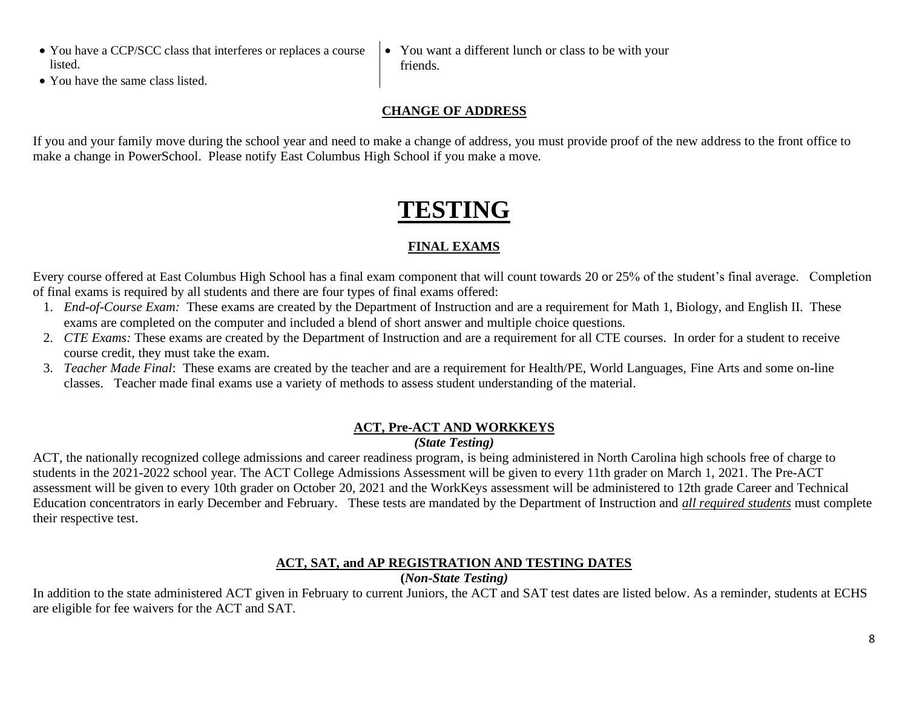- You have a CCP/SCC class that interferes or replaces a course listed.
- You have the same class listed.
- You want a different lunch or class to be with your friends.

### CHANGE OF ADDRESS

If you and your family move during the school year and need to make a change of address, you must provide proof of the new address to the front office to make a change in PowerSchool. Please notify East Columbus High School if you make a move.

# TESTING

### FINAL EXAMS

Every course offered at East Columbus High School has a final exam component that will count towards 20 or 25% of the student's final average. Completion of final exams is required by all students and there are four types of final exams offered:

1. *End-of-Course Exam:* These exams are created by the Department of Instruction and are a requirement for Math 1, Biology, and English II. These exams are completed on the computer and included a blend of short answer and multiple choice questions.
2. *CTE Exams:* These exams are created by the Department of Instruction and are a requirement for all CTE courses. In order for a student to receive course credit, they must take the exam.
3. *Teacher Made Final*: These exams are created by the teacher and are a requirement for Health/PE, World Languages, Fine Arts and some on-line classes. Teacher made final exams use a variety of methods to assess student understanding of the material.

### ACT, Pre-ACT AND WORKKEYS

***(State Testing)***

ACT, the nationally recognized college admissions and career readiness program, is being administered in North Carolina high schools free of charge to students in the 2021-2022 school year. The ACT College Admissions Assessment will be given to every 11th grader on March 1, 2021. The Pre-ACT assessment will be given to every 10th grader on October 20, 2021 and the WorkKeys assessment will be administered to 12th grade Career and Technical Education concentrators in early December and February. These tests are mandated by the Department of Instruction and ***all required students*** must complete their respective test.

### ACT, SAT, and AP REGISTRATION AND TESTING DATES

**(*Non-State Testing)***

In addition to the state administered ACT given in February to current Juniors, the ACT and SAT test dates are listed below. As a reminder, students at ECHS are eligible for fee waivers for the ACT and SAT.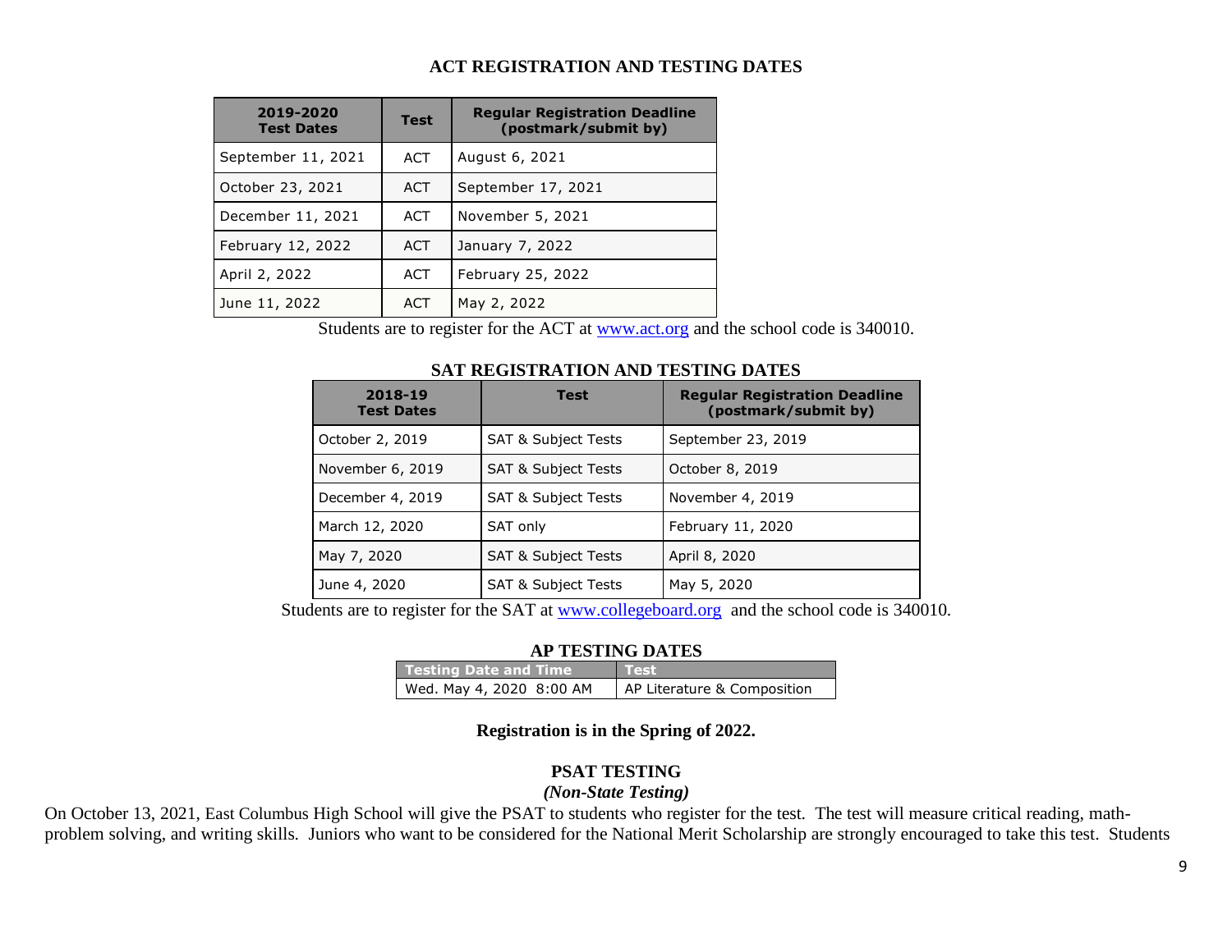## ACT REGISTRATION AND TESTING DATES

| 2019-2020 Test Dates | Test | Regular Registration Deadline (postmark/submit by) |
|---|---|---|
| September 11, 2021 | ACT | August 6, 2021 |
| October 23, 2021 | ACT | September 17, 2021 |
| December 11, 2021 | ACT | November 5, 2021 |
| February 12, 2022 | ACT | January 7, 2022 |
| April 2, 2022 | ACT | February 25, 2022 |
| June 11, 2022 | ACT | May 2, 2022 |

Students are to register for the ACT at www.act.org and the school code is 340010.

## SAT REGISTRATION AND TESTING DATES

| 2018-19 Test Dates | Test | Regular Registration Deadline (postmark/submit by) |
|---|---|---|
| October 2, 2019 | SAT & Subject Tests | September 23, 2019 |
| November 6, 2019 | SAT & Subject Tests | October 8, 2019 |
| December 4, 2019 | SAT & Subject Tests | November 4, 2019 |
| March 12, 2020 | SAT only | February 11, 2020 |
| May 7, 2020 | SAT & Subject Tests | April 8, 2020 |
| June 4, 2020 | SAT & Subject Tests | May 5, 2020 |

Students are to register for the SAT at www.collegeboard.org and the school code is 340010.

## AP TESTING DATES

| Testing Date and Time | Test |
|---|---|
| Wed. May 4, 2020 8:00 AM | AP Literature & Composition |

**Registration is in the Spring of 2022.**

## PSAT TESTING

***(Non-State Testing)***

On October 13, 2021, East Columbus High School will give the PSAT to students who register for the test. The test will measure critical reading, math-problem solving, and writing skills. Juniors who want to be considered for the National Merit Scholarship are strongly encouraged to take this test. Students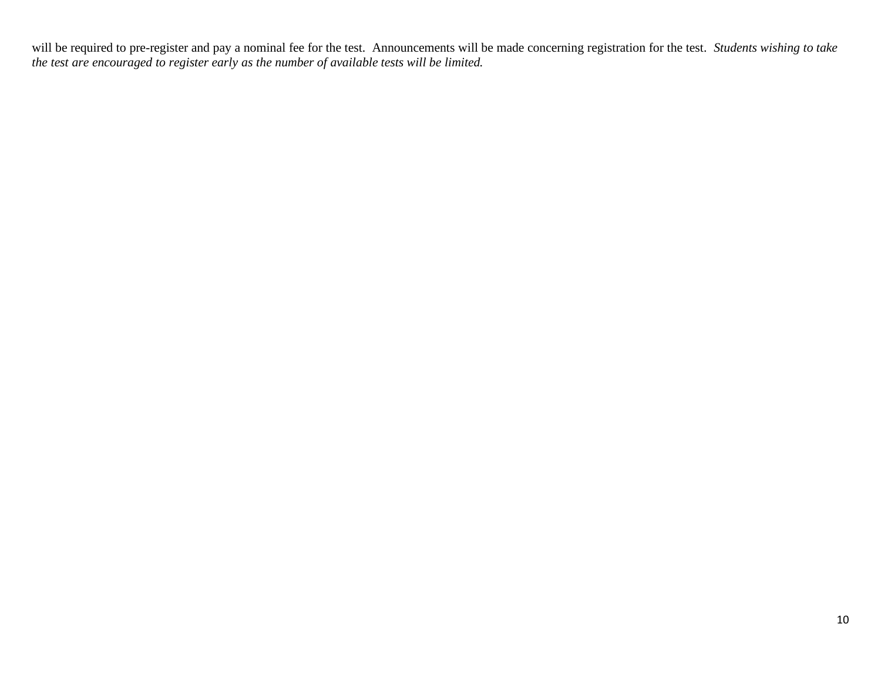will be required to pre-register and pay a nominal fee for the test.  Announcements will be made concerning registration for the test.  *Students wishing to take the test are encouraged to register early as the number of available tests will be limited.*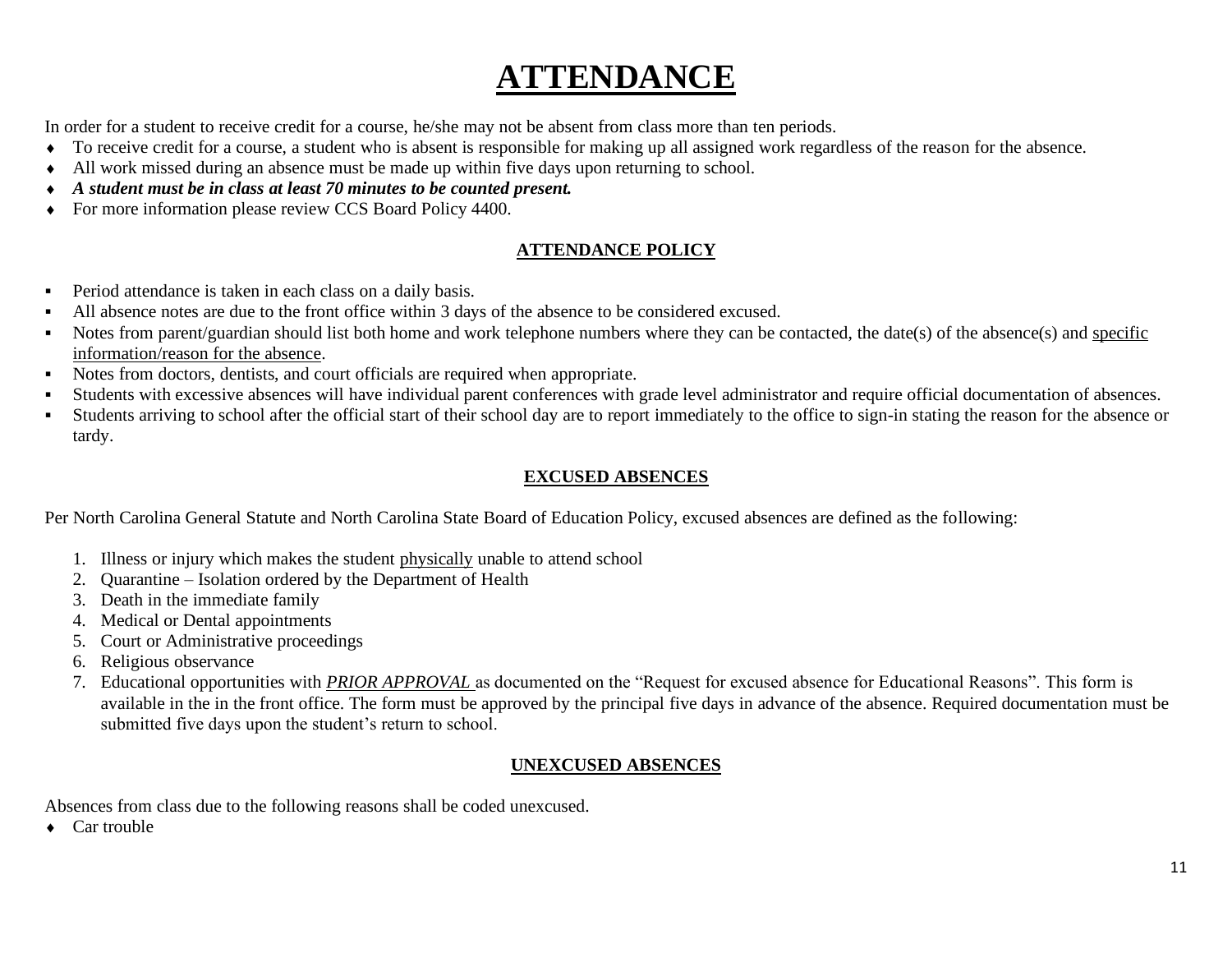# ATTENDANCE

In order for a student to receive credit for a course, he/she may not be absent from class more than ten periods.

- To receive credit for a course, a student who is absent is responsible for making up all assigned work regardless of the reason for the absence.
- All work missed during an absence must be made up within five days upon returning to school.
- ***A student must be in class at least 70 minutes to be counted present.***
- For more information please review CCS Board Policy 4400.

### ATTENDANCE POLICY

- Period attendance is taken in each class on a daily basis.
- All absence notes are due to the front office within 3 days of the absence to be considered excused.
- Notes from parent/guardian should list both home and work telephone numbers where they can be contacted, the date(s) of the absence(s) and specific information/reason for the absence.
- Notes from doctors, dentists, and court officials are required when appropriate.
- Students with excessive absences will have individual parent conferences with grade level administrator and require official documentation of absences.
- Students arriving to school after the official start of their school day are to report immediately to the office to sign-in stating the reason for the absence or tardy.

### EXCUSED ABSENCES

Per North Carolina General Statute and North Carolina State Board of Education Policy, excused absences are defined as the following:

1. Illness or injury which makes the student physically unable to attend school
2. Quarantine – Isolation ordered by the Department of Health
3. Death in the immediate family
4. Medical or Dental appointments
5. Court or Administrative proceedings
6. Religious observance
7. Educational opportunities with ***PRIOR APPROVAL*** as documented on the "Request for excused absence for Educational Reasons". This form is available in the in the front office. The form must be approved by the principal five days in advance of the absence. Required documentation must be submitted five days upon the student's return to school.

### UNEXCUSED ABSENCES

Absences from class due to the following reasons shall be coded unexcused.

- Car trouble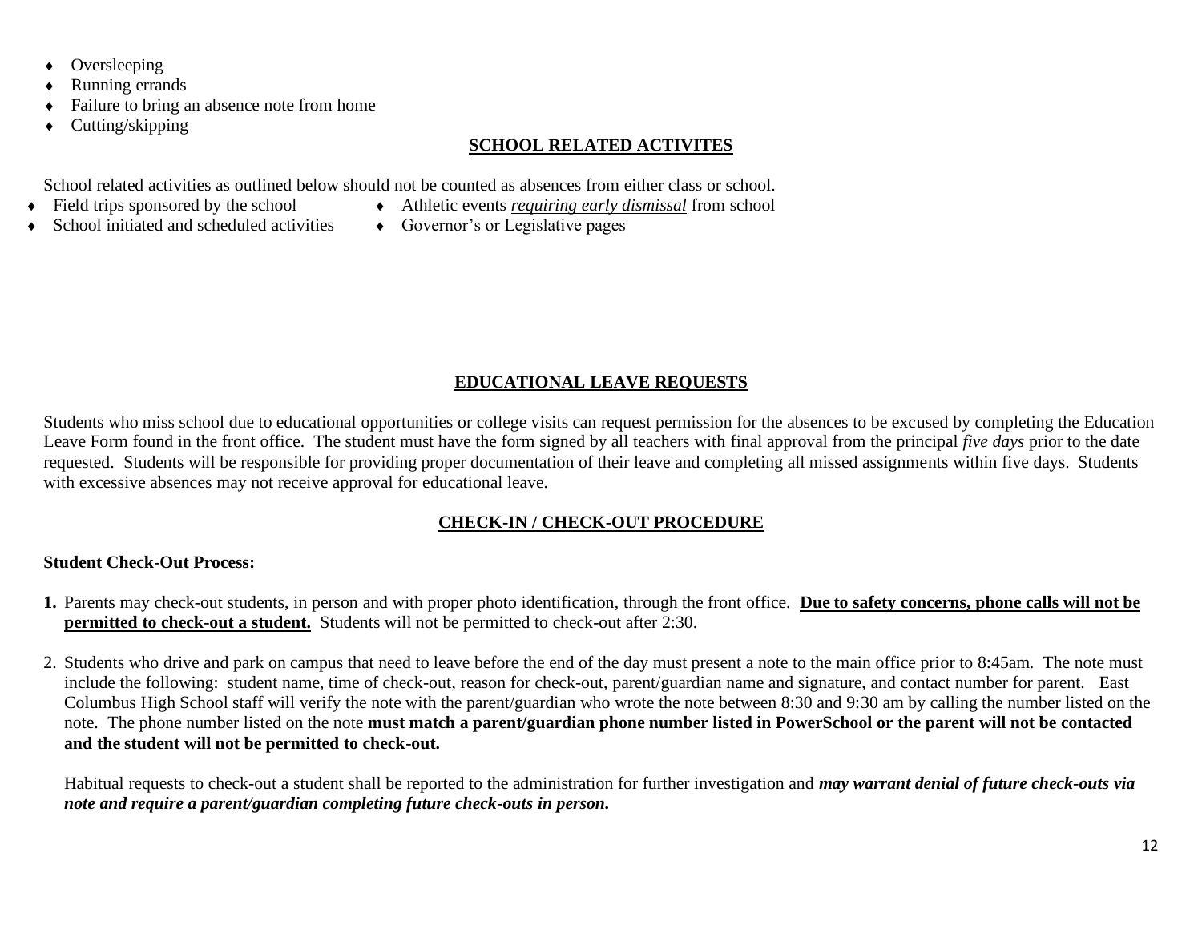- Oversleeping
- Running errands
- Failure to bring an absence note from home
- Cutting/skipping

## SCHOOL RELATED ACTIVITES

School related activities as outlined below should not be counted as absences from either class or school.

- Field trips sponsored by the school
- School initiated and scheduled activities
- Athletic events ***requiring early dismissal*** from school
- Governor's or Legislative pages

## EDUCATIONAL LEAVE REQUESTS

Students who miss school due to educational opportunities or college visits can request permission for the absences to be excused by completing the Education Leave Form found in the front office. The student must have the form signed by all teachers with final approval from the principal *five days* prior to the date requested. Students will be responsible for providing proper documentation of their leave and completing all missed assignments within five days. Students with excessive absences may not receive approval for educational leave.

## CHECK-IN / CHECK-OUT PROCEDURE

**Student Check-Out Process:**

1. Parents may check-out students, in person and with proper photo identification, through the front office. **Due to safety concerns, phone calls will not be permitted to check-out a student.** Students will not be permitted to check-out after 2:30.

2. Students who drive and park on campus that need to leave before the end of the day must present a note to the main office prior to 8:45am. The note must include the following: student name, time of check-out, reason for check-out, parent/guardian name and signature, and contact number for parent. East Columbus High School staff will verify the note with the parent/guardian who wrote the note between 8:30 and 9:30 am by calling the number listed on the note. The phone number listed on the note **must match a parent/guardian phone number listed in PowerSchool or the parent will not be contacted and the student will not be permitted to check-out.**

   Habitual requests to check-out a student shall be reported to the administration for further investigation and ***may warrant denial of future check-outs via note and require a parent/guardian completing future check-outs in person.***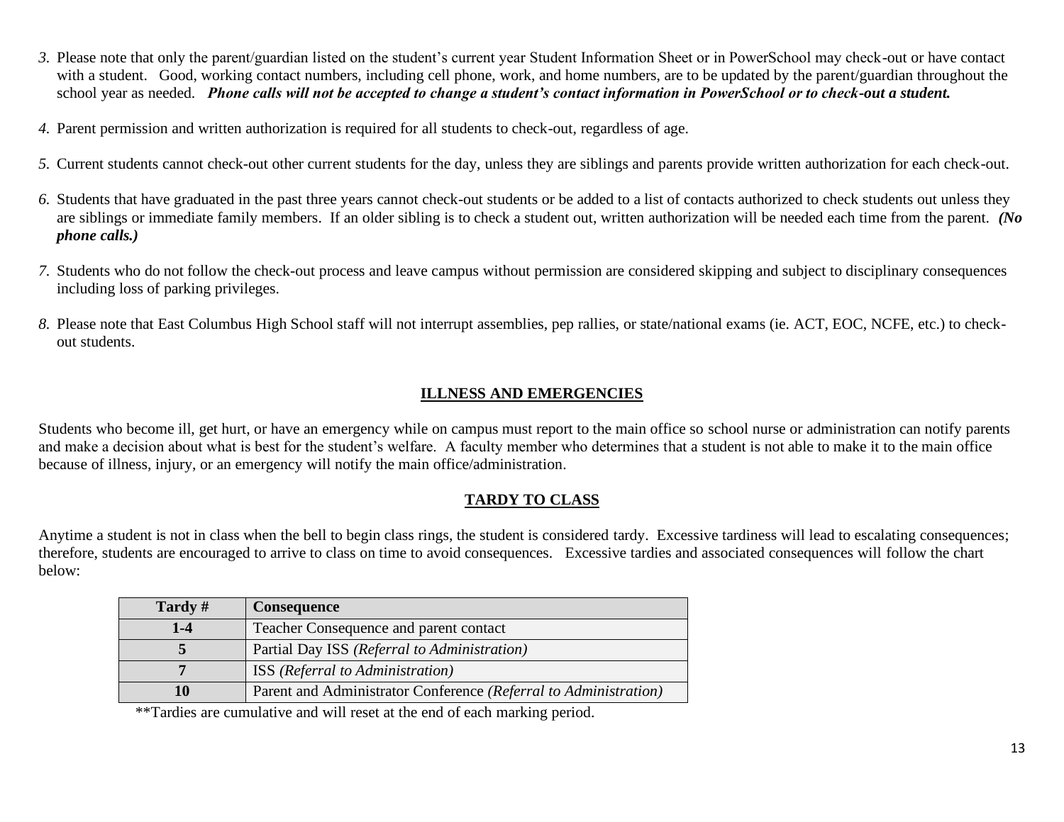3. Please note that only the parent/guardian listed on the student's current year Student Information Sheet or in PowerSchool may check-out or have contact with a student. Good, working contact numbers, including cell phone, work, and home numbers, are to be updated by the parent/guardian throughout the school year as needed. ***Phone calls will not be accepted to change a student's contact information in PowerSchool or to check-out a student.***

4. Parent permission and written authorization is required for all students to check-out, regardless of age.

5. Current students cannot check-out other current students for the day, unless they are siblings and parents provide written authorization for each check-out.

6. Students that have graduated in the past three years cannot check-out students or be added to a list of contacts authorized to check students out unless they are siblings or immediate family members. If an older sibling is to check a student out, written authorization will be needed each time from the parent. ***(No phone calls.)***

7. Students who do not follow the check-out process and leave campus without permission are considered skipping and subject to disciplinary consequences including loss of parking privileges.

8. Please note that East Columbus High School staff will not interrupt assemblies, pep rallies, or state/national exams (ie. ACT, EOC, NCFE, etc.) to check-out students.

## ILLNESS AND EMERGENCIES

Students who become ill, get hurt, or have an emergency while on campus must report to the main office so school nurse or administration can notify parents and make a decision about what is best for the student's welfare. A faculty member who determines that a student is not able to make it to the main office because of illness, injury, or an emergency will notify the main office/administration.

## TARDY TO CLASS

Anytime a student is not in class when the bell to begin class rings, the student is considered tardy. Excessive tardiness will lead to escalating consequences; therefore, students are encouraged to arrive to class on time to avoid consequences. Excessive tardies and associated consequences will follow the chart below:

| Tardy # | Consequence |
|---|---|
| **1-4** | Teacher Consequence and parent contact |
| **5** | Partial Day ISS *(Referral to Administration)* |
| **7** | ISS *(Referral to Administration)* |
| **10** | Parent and Administrator Conference *(Referral to Administration)* |

**Tardies are cumulative and will reset at the end of each marking period.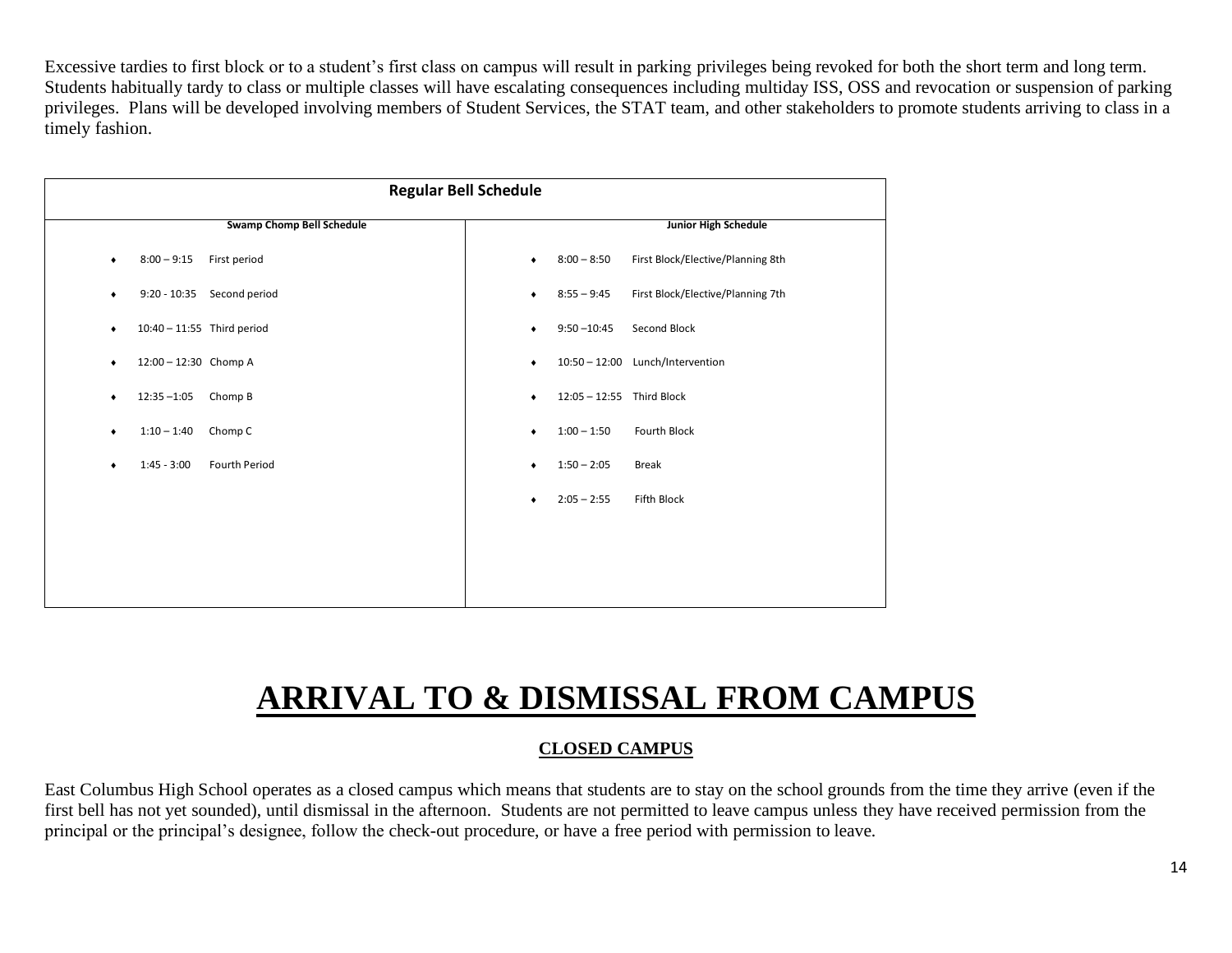Excessive tardies to first block or to a student's first class on campus will result in parking privileges being revoked for both the short term and long term. Students habitually tardy to class or multiple classes will have escalating consequences including multiday ISS, OSS and revocation or suspension of parking privileges. Plans will be developed involving members of Student Services, the STAT team, and other stakeholders to promote students arriving to class in a timely fashion.

| Regular Bell Schedule | |
|---|---|
| **Swamp Chomp Bell Schedule** | **Junior High Schedule** |
| • 8:00 – 9:15 First period | • 8:00 – 8:50 First Block/Elective/Planning 8th |
| • 9:20 - 10:35 Second period | • 8:55 – 9:45 First Block/Elective/Planning 7th |
| • 10:40 – 11:55 Third period | • 9:50 –10:45 Second Block |
| • 12:00 – 12:30 Chomp A | • 10:50 – 12:00 Lunch/Intervention |
| • 12:35 –1:05 Chomp B | • 12:05 – 12:55 Third Block |
| • 1:10 – 1:40 Chomp C | • 1:00 – 1:50 Fourth Block |
| • 1:45 - 3:00 Fourth Period | • 1:50 – 2:05 Break |
| | • 2:05 – 2:55 Fifth Block |

# ARRIVAL TO & DISMISSAL FROM CAMPUS

## CLOSED CAMPUS

East Columbus High School operates as a closed campus which means that students are to stay on the school grounds from the time they arrive (even if the first bell has not yet sounded), until dismissal in the afternoon. Students are not permitted to leave campus unless they have received permission from the principal or the principal's designee, follow the check-out procedure, or have a free period with permission to leave.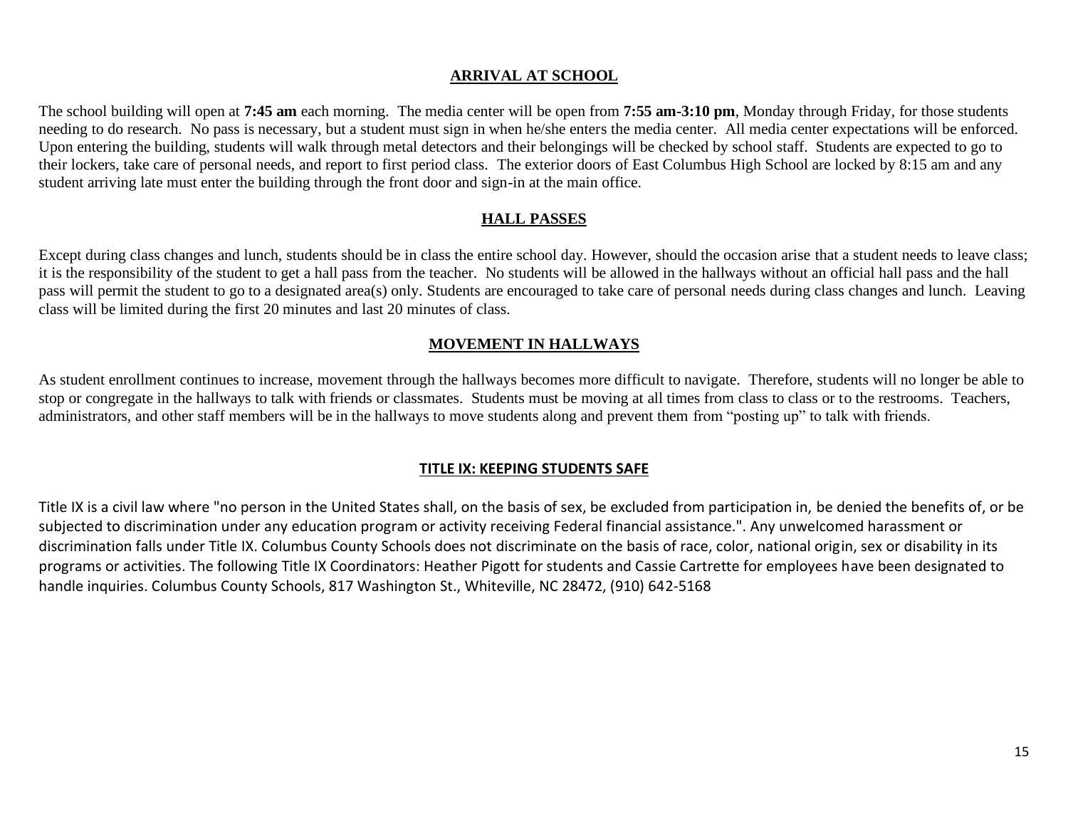## ARRIVAL AT SCHOOL

The school building will open at **7:45 am** each morning. The media center will be open from **7:55 am-3:10 pm**, Monday through Friday, for those students needing to do research. No pass is necessary, but a student must sign in when he/she enters the media center. All media center expectations will be enforced. Upon entering the building, students will walk through metal detectors and their belongings will be checked by school staff. Students are expected to go to their lockers, take care of personal needs, and report to first period class. The exterior doors of East Columbus High School are locked by 8:15 am and any student arriving late must enter the building through the front door and sign-in at the main office.

## HALL PASSES

Except during class changes and lunch, students should be in class the entire school day. However, should the occasion arise that a student needs to leave class; it is the responsibility of the student to get a hall pass from the teacher. No students will be allowed in the hallways without an official hall pass and the hall pass will permit the student to go to a designated area(s) only. Students are encouraged to take care of personal needs during class changes and lunch. Leaving class will be limited during the first 20 minutes and last 20 minutes of class.

## MOVEMENT IN HALLWAYS

As student enrollment continues to increase, movement through the hallways becomes more difficult to navigate. Therefore, students will no longer be able to stop or congregate in the hallways to talk with friends or classmates. Students must be moving at all times from class to class or to the restrooms. Teachers, administrators, and other staff members will be in the hallways to move students along and prevent them from "posting up" to talk with friends.

## TITLE IX: KEEPING STUDENTS SAFE

Title IX is a civil law where "no person in the United States shall, on the basis of sex, be excluded from participation in, be denied the benefits of, or be subjected to discrimination under any education program or activity receiving Federal financial assistance.". Any unwelcomed harassment or discrimination falls under Title IX. Columbus County Schools does not discriminate on the basis of race, color, national origin, sex or disability in its programs or activities. The following Title IX Coordinators: Heather Pigott for students and Cassie Cartrette for employees have been designated to handle inquiries. Columbus County Schools, 817 Washington St., Whiteville, NC 28472, (910) 642-5168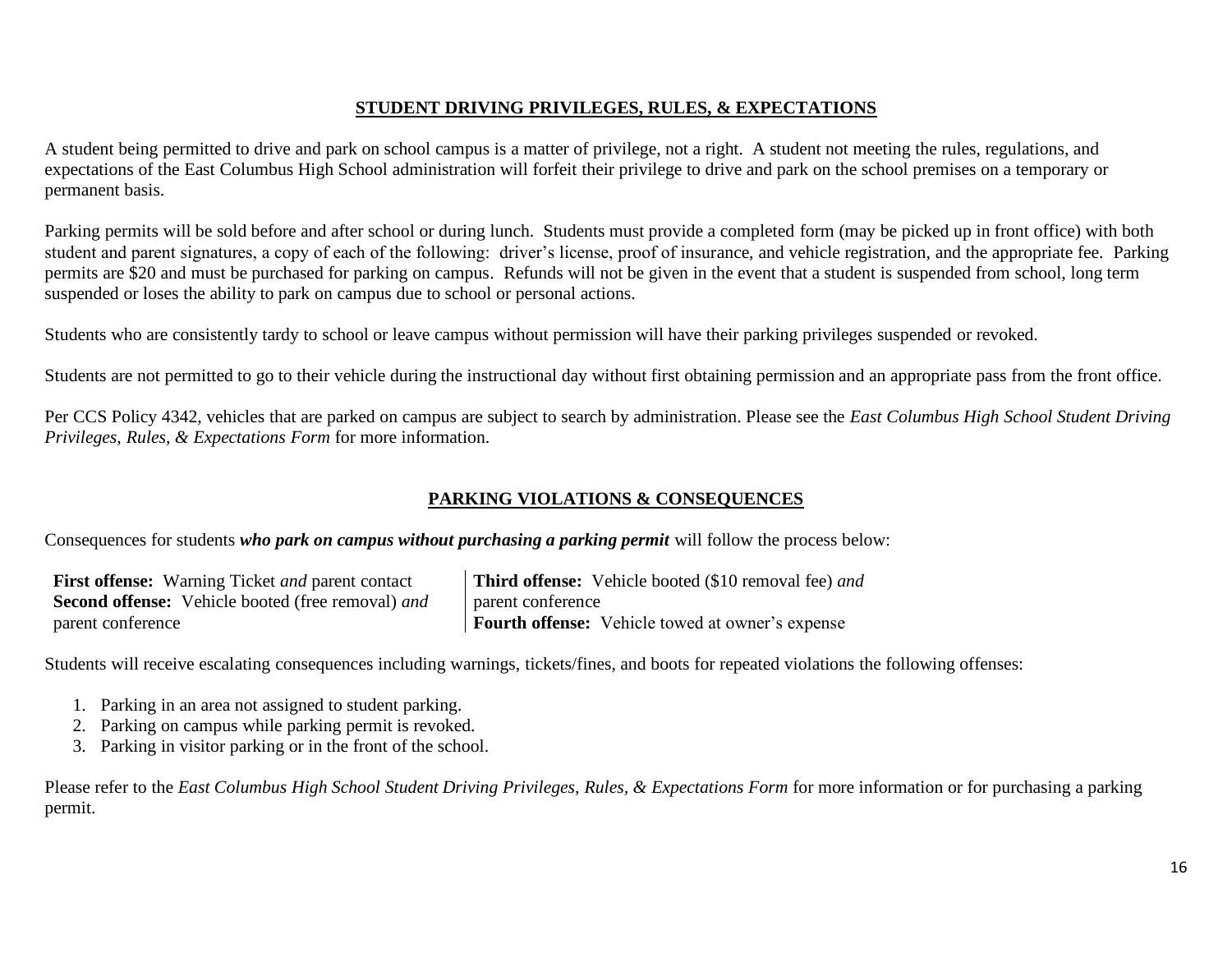## STUDENT DRIVING PRIVILEGES, RULES, & EXPECTATIONS

A student being permitted to drive and park on school campus is a matter of privilege, not a right. A student not meeting the rules, regulations, and expectations of the East Columbus High School administration will forfeit their privilege to drive and park on the school premises on a temporary or permanent basis.

Parking permits will be sold before and after school or during lunch. Students must provide a completed form (may be picked up in front office) with both student and parent signatures, a copy of each of the following: driver's license, proof of insurance, and vehicle registration, and the appropriate fee. Parking permits are $20 and must be purchased for parking on campus. Refunds will not be given in the event that a student is suspended from school, long term suspended or loses the ability to park on campus due to school or personal actions.

Students who are consistently tardy to school or leave campus without permission will have their parking privileges suspended or revoked.

Students are not permitted to go to their vehicle during the instructional day without first obtaining permission and an appropriate pass from the front office.

Per CCS Policy 4342, vehicles that are parked on campus are subject to search by administration. Please see the *East Columbus High School Student Driving Privileges, Rules, & Expectations Form* for more information.

## PARKING VIOLATIONS & CONSEQUENCES

Consequences for students ***who park on campus without purchasing a parking permit*** will follow the process below:

**First offense:** Warning Ticket *and* parent contact
**Second offense:** Vehicle booted (free removal) *and* parent conference
**Third offense:** Vehicle booted ($10 removal fee) *and* parent conference
**Fourth offense:** Vehicle towed at owner's expense

Students will receive escalating consequences including warnings, tickets/fines, and boots for repeated violations the following offenses:

1. Parking in an area not assigned to student parking.
2. Parking on campus while parking permit is revoked.
3. Parking in visitor parking or in the front of the school.

Please refer to the *East Columbus High School Student Driving Privileges, Rules, & Expectations Form* for more information or for purchasing a parking permit.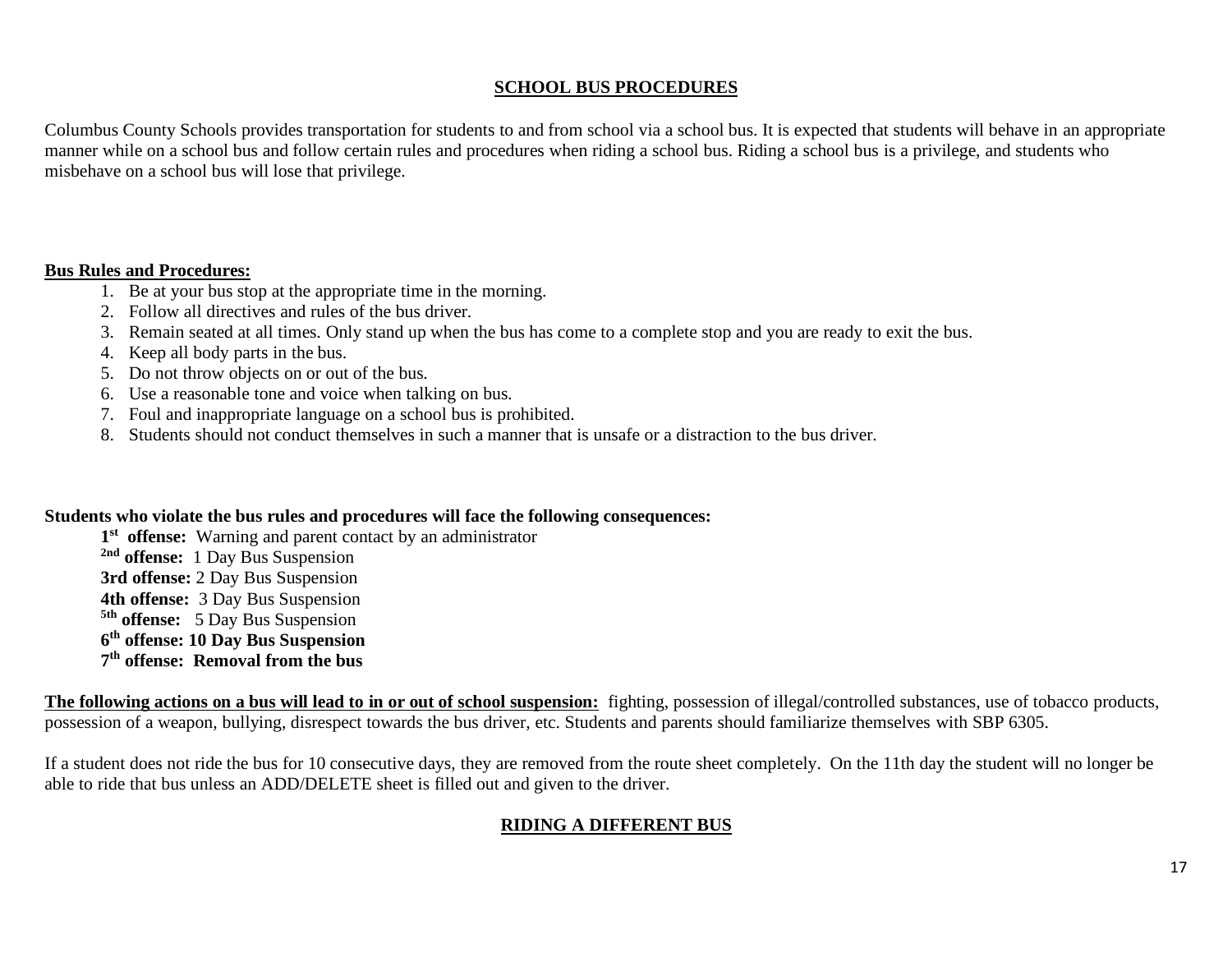## SCHOOL BUS PROCEDURES

Columbus County Schools provides transportation for students to and from school via a school bus. It is expected that students will behave in an appropriate manner while on a school bus and follow certain rules and procedures when riding a school bus. Riding a school bus is a privilege, and students who misbehave on a school bus will lose that privilege.

**Bus Rules and Procedures:**

1. Be at your bus stop at the appropriate time in the morning.
2. Follow all directives and rules of the bus driver.
3. Remain seated at all times. Only stand up when the bus has come to a complete stop and you are ready to exit the bus.
4. Keep all body parts in the bus.
5. Do not throw objects on or out of the bus.
6. Use a reasonable tone and voice when talking on bus.
7. Foul and inappropriate language on a school bus is prohibited.
8. Students should not conduct themselves in such a manner that is unsafe or a distraction to the bus driver.

**Students who violate the bus rules and procedures will face the following consequences:**

**1st offense:** Warning and parent contact by an administrator
**2nd offense:** 1 Day Bus Suspension
**3rd offense:** 2 Day Bus Suspension
**4th offense:** 3 Day Bus Suspension
**5th offense:** 5 Day Bus Suspension
**6th offense: 10 Day Bus Suspension**
**7th offense: Removal from the bus**

**The following actions on a bus will lead to in or out of school suspension:** fighting, possession of illegal/controlled substances, use of tobacco products, possession of a weapon, bullying, disrespect towards the bus driver, etc. Students and parents should familiarize themselves with SBP 6305.

If a student does not ride the bus for 10 consecutive days, they are removed from the route sheet completely. On the 11th day the student will no longer be able to ride that bus unless an ADD/DELETE sheet is filled out and given to the driver.

## RIDING A DIFFERENT BUS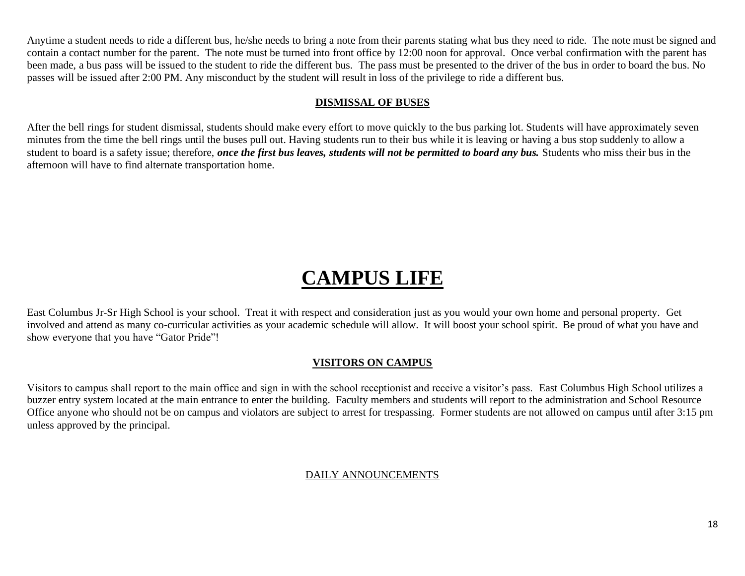Anytime a student needs to ride a different bus, he/she needs to bring a note from their parents stating what bus they need to ride. The note must be signed and contain a contact number for the parent. The note must be turned into front office by 12:00 noon for approval. Once verbal confirmation with the parent has been made, a bus pass will be issued to the student to ride the different bus. The pass must be presented to the driver of the bus in order to board the bus. No passes will be issued after 2:00 PM. Any misconduct by the student will result in loss of the privilege to ride a different bus.

### DISMISSAL OF BUSES

After the bell rings for student dismissal, students should make every effort to move quickly to the bus parking lot. Students will have approximately seven minutes from the time the bell rings until the buses pull out. Having students run to their bus while it is leaving or having a bus stop suddenly to allow a student to board is a safety issue; therefore, ***once the first bus leaves, students will not be permitted to board any bus.*** Students who miss their bus in the afternoon will have to find alternate transportation home.

# CAMPUS LIFE

East Columbus Jr-Sr High School is your school. Treat it with respect and consideration just as you would your own home and personal property. Get involved and attend as many co-curricular activities as your academic schedule will allow. It will boost your school spirit. Be proud of what you have and show everyone that you have "Gator Pride"!

### VISITORS ON CAMPUS

Visitors to campus shall report to the main office and sign in with the school receptionist and receive a visitor's pass. East Columbus High School utilizes a buzzer entry system located at the main entrance to enter the building. Faculty members and students will report to the administration and School Resource Office anyone who should not be on campus and violators are subject to arrest for trespassing. Former students are not allowed on campus until after 3:15 pm unless approved by the principal.

### DAILY ANNOUNCEMENTS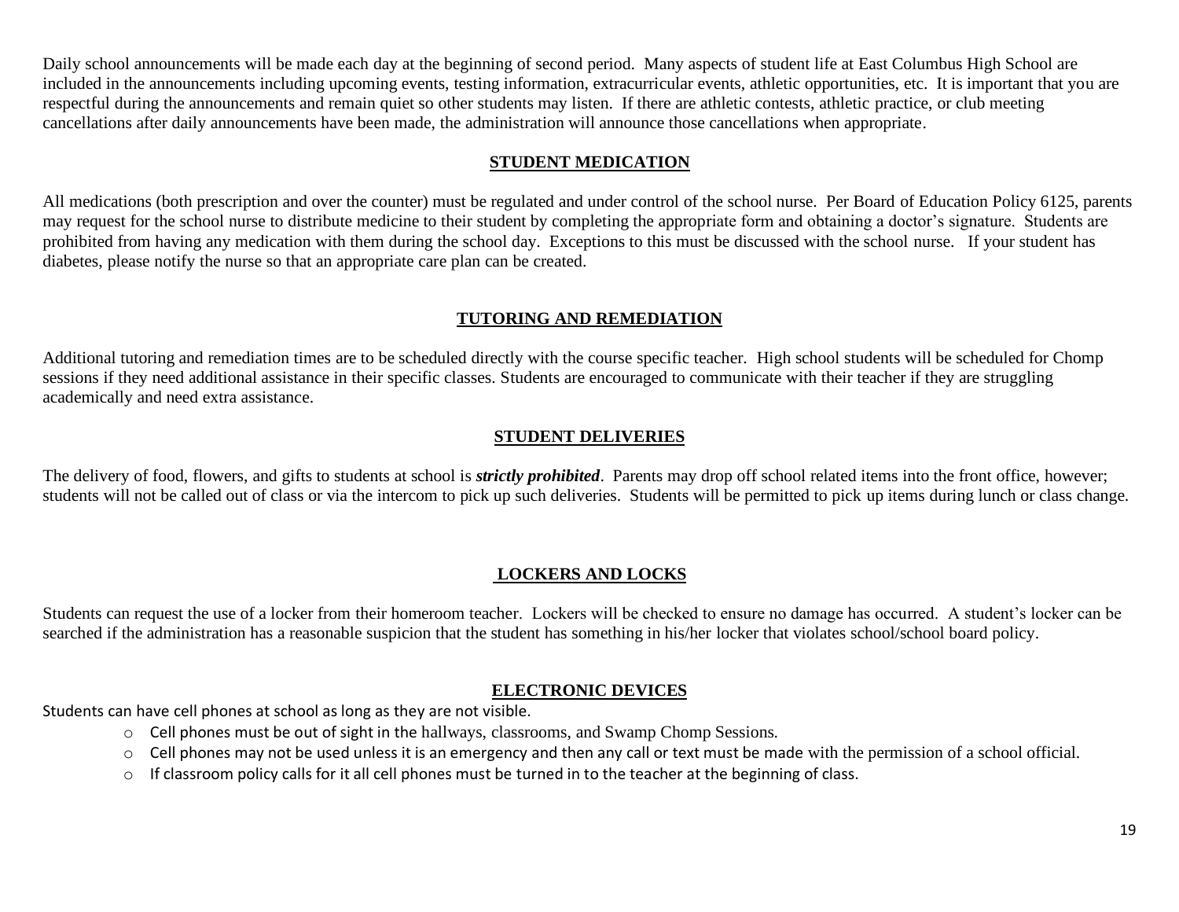Daily school announcements will be made each day at the beginning of second period. Many aspects of student life at East Columbus High School are included in the announcements including upcoming events, testing information, extracurricular events, athletic opportunities, etc. It is important that you are respectful during the announcements and remain quiet so other students may listen. If there are athletic contests, athletic practice, or club meeting cancellations after daily announcements have been made, the administration will announce those cancellations when appropriate.

## STUDENT MEDICATION

All medications (both prescription and over the counter) must be regulated and under control of the school nurse. Per Board of Education Policy 6125, parents may request for the school nurse to distribute medicine to their student by completing the appropriate form and obtaining a doctor's signature. Students are prohibited from having any medication with them during the school day. Exceptions to this must be discussed with the school nurse. If your student has diabetes, please notify the nurse so that an appropriate care plan can be created.

## TUTORING AND REMEDIATION

Additional tutoring and remediation times are to be scheduled directly with the course specific teacher. High school students will be scheduled for Chomp sessions if they need additional assistance in their specific classes. Students are encouraged to communicate with their teacher if they are struggling academically and need extra assistance.

## STUDENT DELIVERIES

The delivery of food, flowers, and gifts to students at school is ***strictly prohibited***. Parents may drop off school related items into the front office, however; students will not be called out of class or via the intercom to pick up such deliveries. Students will be permitted to pick up items during lunch or class change.

## LOCKERS AND LOCKS

Students can request the use of a locker from their homeroom teacher. Lockers will be checked to ensure no damage has occurred. A student's locker can be searched if the administration has a reasonable suspicion that the student has something in his/her locker that violates school/school board policy.

## ELECTRONIC DEVICES

Students can have cell phones at school as long as they are not visible.

- Cell phones must be out of sight in the hallways, classrooms, and Swamp Chomp Sessions.
- Cell phones may not be used unless it is an emergency and then any call or text must be made with the permission of a school official.
- If classroom policy calls for it all cell phones must be turned in to the teacher at the beginning of class.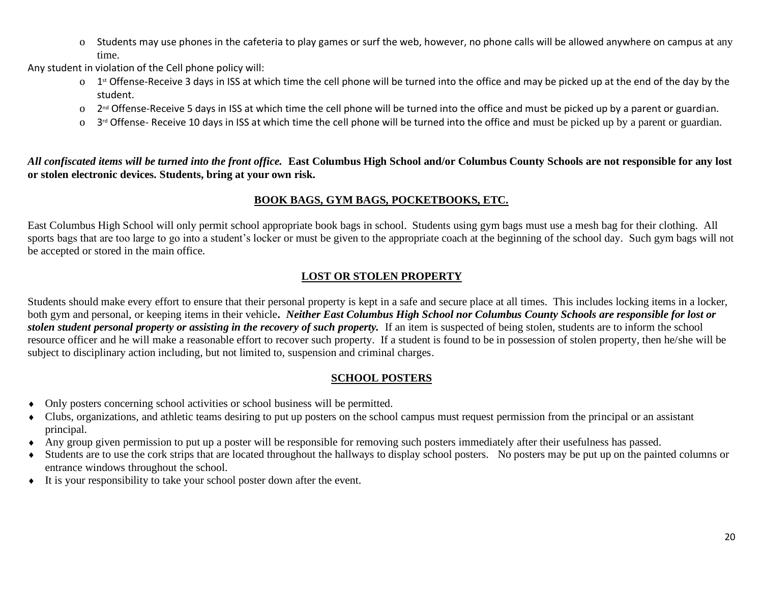- Students may use phones in the cafeteria to play games or surf the web, however, no phone calls will be allowed anywhere on campus at any time.

Any student in violation of the Cell phone policy will:

- 1st Offense-Receive 3 days in ISS at which time the cell phone will be turned into the office and may be picked up at the end of the day by the student.
- 2nd Offense-Receive 5 days in ISS at which time the cell phone will be turned into the office and must be picked up by a parent or guardian.
- 3rd Offense- Receive 10 days in ISS at which time the cell phone will be turned into the office and must be picked up by a parent or guardian.

***All confiscated items will be turned into the front office.*** **East Columbus High School and/or Columbus County Schools are not responsible for any lost or stolen electronic devices. Students, bring at your own risk.**

## BOOK BAGS, GYM BAGS, POCKETBOOKS, ETC.

East Columbus High School will only permit school appropriate book bags in school. Students using gym bags must use a mesh bag for their clothing. All sports bags that are too large to go into a student's locker or must be given to the appropriate coach at the beginning of the school day. Such gym bags will not be accepted or stored in the main office.

## LOST OR STOLEN PROPERTY

Students should make every effort to ensure that their personal property is kept in a safe and secure place at all times. This includes locking items in a locker, both gym and personal, or keeping items in their vehicle**.** ***Neither East Columbus High School nor Columbus County Schools are responsible for lost or stolen student personal property or assisting in the recovery of such property.*** If an item is suspected of being stolen, students are to inform the school resource officer and he will make a reasonable effort to recover such property. If a student is found to be in possession of stolen property, then he/she will be subject to disciplinary action including, but not limited to, suspension and criminal charges.

## SCHOOL POSTERS

- Only posters concerning school activities or school business will be permitted.
- Clubs, organizations, and athletic teams desiring to put up posters on the school campus must request permission from the principal or an assistant principal.
- Any group given permission to put up a poster will be responsible for removing such posters immediately after their usefulness has passed.
- Students are to use the cork strips that are located throughout the hallways to display school posters. No posters may be put up on the painted columns or entrance windows throughout the school.
- It is your responsibility to take your school poster down after the event.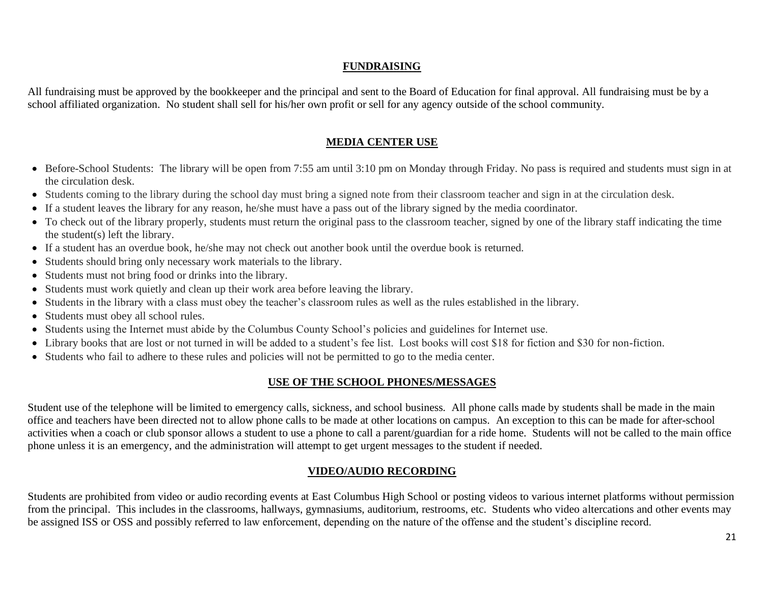## FUNDRAISING

All fundraising must be approved by the bookkeeper and the principal and sent to the Board of Education for final approval. All fundraising must be by a school affiliated organization. No student shall sell for his/her own profit or sell for any agency outside of the school community.

## MEDIA CENTER USE

- Before-School Students: The library will be open from 7:55 am until 3:10 pm on Monday through Friday. No pass is required and students must sign in at the circulation desk.
- Students coming to the library during the school day must bring a signed note from their classroom teacher and sign in at the circulation desk.
- If a student leaves the library for any reason, he/she must have a pass out of the library signed by the media coordinator.
- To check out of the library properly, students must return the original pass to the classroom teacher, signed by one of the library staff indicating the time the student(s) left the library.
- If a student has an overdue book, he/she may not check out another book until the overdue book is returned.
- Students should bring only necessary work materials to the library.
- Students must not bring food or drinks into the library.
- Students must work quietly and clean up their work area before leaving the library.
- Students in the library with a class must obey the teacher's classroom rules as well as the rules established in the library.
- Students must obey all school rules.
- Students using the Internet must abide by the Columbus County School's policies and guidelines for Internet use.
- Library books that are lost or not turned in will be added to a student's fee list. Lost books will cost $18 for fiction and $30 for non-fiction.
- Students who fail to adhere to these rules and policies will not be permitted to go to the media center.

## USE OF THE SCHOOL PHONES/MESSAGES

Student use of the telephone will be limited to emergency calls, sickness, and school business. All phone calls made by students shall be made in the main office and teachers have been directed not to allow phone calls to be made at other locations on campus. An exception to this can be made for after-school activities when a coach or club sponsor allows a student to use a phone to call a parent/guardian for a ride home. Students will not be called to the main office phone unless it is an emergency, and the administration will attempt to get urgent messages to the student if needed.

## VIDEO/AUDIO RECORDING

Students are prohibited from video or audio recording events at East Columbus High School or posting videos to various internet platforms without permission from the principal. This includes in the classrooms, hallways, gymnasiums, auditorium, restrooms, etc. Students who video altercations and other events may be assigned ISS or OSS and possibly referred to law enforcement, depending on the nature of the offense and the student's discipline record.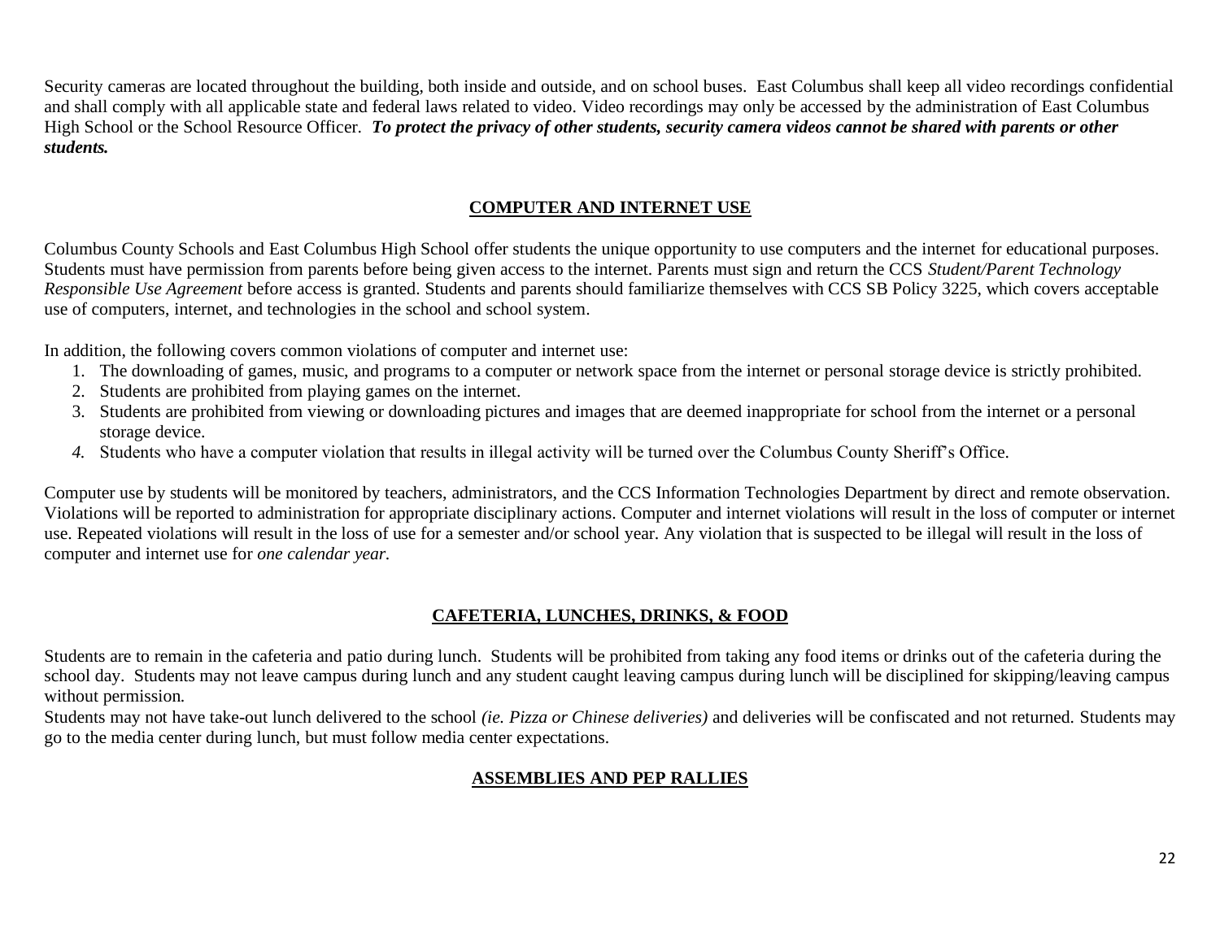Security cameras are located throughout the building, both inside and outside, and on school buses. East Columbus shall keep all video recordings confidential and shall comply with all applicable state and federal laws related to video. Video recordings may only be accessed by the administration of East Columbus High School or the School Resource Officer. ***To protect the privacy of other students, security camera videos cannot be shared with parents or other students.***

## COMPUTER AND INTERNET USE

Columbus County Schools and East Columbus High School offer students the unique opportunity to use computers and the internet for educational purposes. Students must have permission from parents before being given access to the internet. Parents must sign and return the CCS *Student/Parent Technology Responsible Use Agreement* before access is granted. Students and parents should familiarize themselves with CCS SB Policy 3225, which covers acceptable use of computers, internet, and technologies in the school and school system.

In addition, the following covers common violations of computer and internet use:

1. The downloading of games, music, and programs to a computer or network space from the internet or personal storage device is strictly prohibited.
2. Students are prohibited from playing games on the internet.
3. Students are prohibited from viewing or downloading pictures and images that are deemed inappropriate for school from the internet or a personal storage device.
4. Students who have a computer violation that results in illegal activity will be turned over the Columbus County Sheriff's Office.

Computer use by students will be monitored by teachers, administrators, and the CCS Information Technologies Department by direct and remote observation. Violations will be reported to administration for appropriate disciplinary actions. Computer and internet violations will result in the loss of computer or internet use. Repeated violations will result in the loss of use for a semester and/or school year. Any violation that is suspected to be illegal will result in the loss of computer and internet use for *one calendar year*.

## CAFETERIA, LUNCHES, DRINKS, & FOOD

Students are to remain in the cafeteria and patio during lunch. Students will be prohibited from taking any food items or drinks out of the cafeteria during the school day. Students may not leave campus during lunch and any student caught leaving campus during lunch will be disciplined for skipping/leaving campus without permission.

Students may not have take-out lunch delivered to the school *(ie. Pizza or Chinese deliveries)* and deliveries will be confiscated and not returned. Students may go to the media center during lunch, but must follow media center expectations.

## ASSEMBLIES AND PEP RALLIES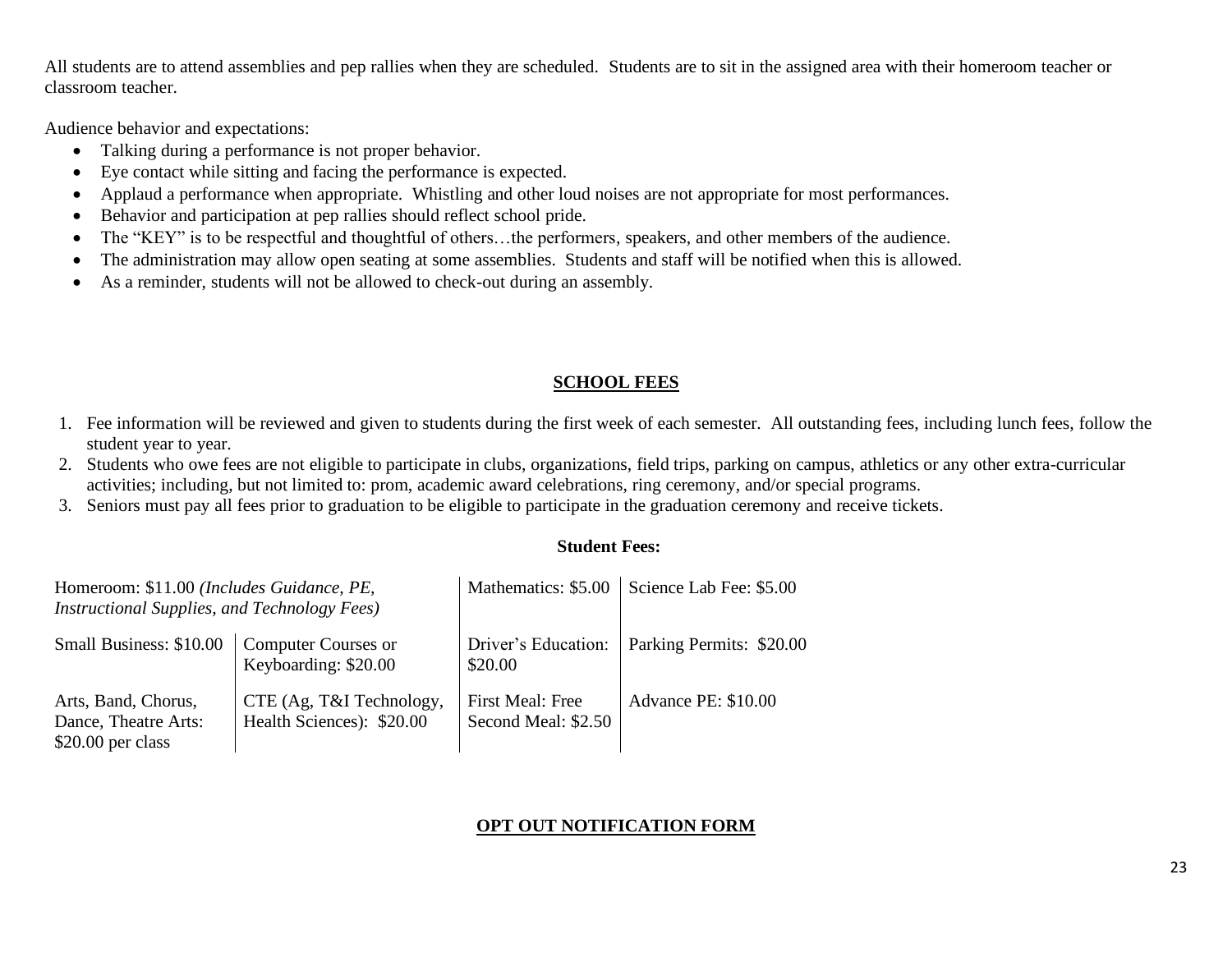All students are to attend assemblies and pep rallies when they are scheduled.  Students are to sit in the assigned area with their homeroom teacher or classroom teacher.

Audience behavior and expectations:

- Talking during a performance is not proper behavior.
- Eye contact while sitting and facing the performance is expected.
- Applaud a performance when appropriate.  Whistling and other loud noises are not appropriate for most performances.
- Behavior and participation at pep rallies should reflect school pride.
- The "KEY" is to be respectful and thoughtful of others…the performers, speakers, and other members of the audience.
- The administration may allow open seating at some assemblies.  Students and staff will be notified when this is allowed.
- As a reminder, students will not be allowed to check-out during an assembly.

## SCHOOL FEES

1. Fee information will be reviewed and given to students during the first week of each semester.  All outstanding fees, including lunch fees, follow the student year to year.
2. Students who owe fees are not eligible to participate in clubs, organizations, field trips, parking on campus, athletics or any other extra-curricular activities; including, but not limited to: prom, academic award celebrations, ring ceremony, and/or special programs.
3. Seniors must pay all fees prior to graduation to be eligible to participate in the graduation ceremony and receive tickets.

**Student Fees:**

| | | | |
|---|---|---|---|
| Homeroom: $11.00 *(Includes Guidance, PE, Instructional Supplies, and Technology Fees)* | | Mathematics: $5.00 | Science Lab Fee: $5.00 |
| Small Business: $10.00 | Computer Courses or Keyboarding: $20.00 | Driver's Education: $20.00 | Parking Permits:  $20.00 |
| Arts, Band, Chorus, Dance, Theatre Arts: $20.00 per class | CTE (Ag, T&I Technology, Health Sciences):  $20.00 | First Meal: Free Second Meal: $2.50 | Advance PE: $10.00 |

## OPT OUT NOTIFICATION FORM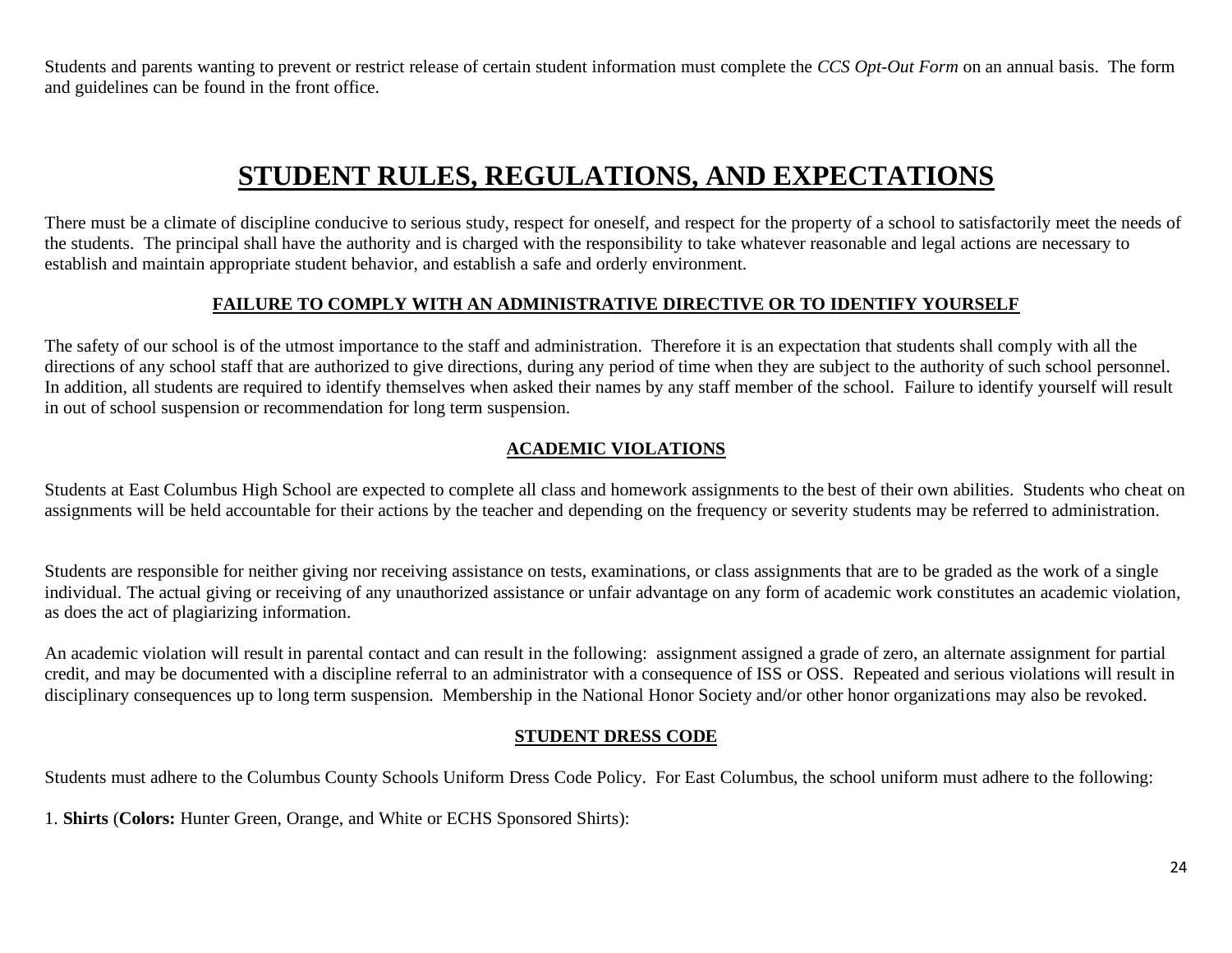Students and parents wanting to prevent or restrict release of certain student information must complete the *CCS Opt-Out Form* on an annual basis. The form and guidelines can be found in the front office.

# STUDENT RULES, REGULATIONS, AND EXPECTATIONS

There must be a climate of discipline conducive to serious study, respect for oneself, and respect for the property of a school to satisfactorily meet the needs of the students. The principal shall have the authority and is charged with the responsibility to take whatever reasonable and legal actions are necessary to establish and maintain appropriate student behavior, and establish a safe and orderly environment.

## FAILURE TO COMPLY WITH AN ADMINISTRATIVE DIRECTIVE OR TO IDENTIFY YOURSELF

The safety of our school is of the utmost importance to the staff and administration. Therefore it is an expectation that students shall comply with all the directions of any school staff that are authorized to give directions, during any period of time when they are subject to the authority of such school personnel. In addition, all students are required to identify themselves when asked their names by any staff member of the school. Failure to identify yourself will result in out of school suspension or recommendation for long term suspension.

## ACADEMIC VIOLATIONS

Students at East Columbus High School are expected to complete all class and homework assignments to the best of their own abilities. Students who cheat on assignments will be held accountable for their actions by the teacher and depending on the frequency or severity students may be referred to administration.

Students are responsible for neither giving nor receiving assistance on tests, examinations, or class assignments that are to be graded as the work of a single individual. The actual giving or receiving of any unauthorized assistance or unfair advantage on any form of academic work constitutes an academic violation, as does the act of plagiarizing information.

An academic violation will result in parental contact and can result in the following: assignment assigned a grade of zero, an alternate assignment for partial credit, and may be documented with a discipline referral to an administrator with a consequence of ISS or OSS. Repeated and serious violations will result in disciplinary consequences up to long term suspension. Membership in the National Honor Society and/or other honor organizations may also be revoked.

## STUDENT DRESS CODE

Students must adhere to the Columbus County Schools Uniform Dress Code Policy. For East Columbus, the school uniform must adhere to the following:

1. **Shirts** (**Colors:** Hunter Green, Orange, and White or ECHS Sponsored Shirts):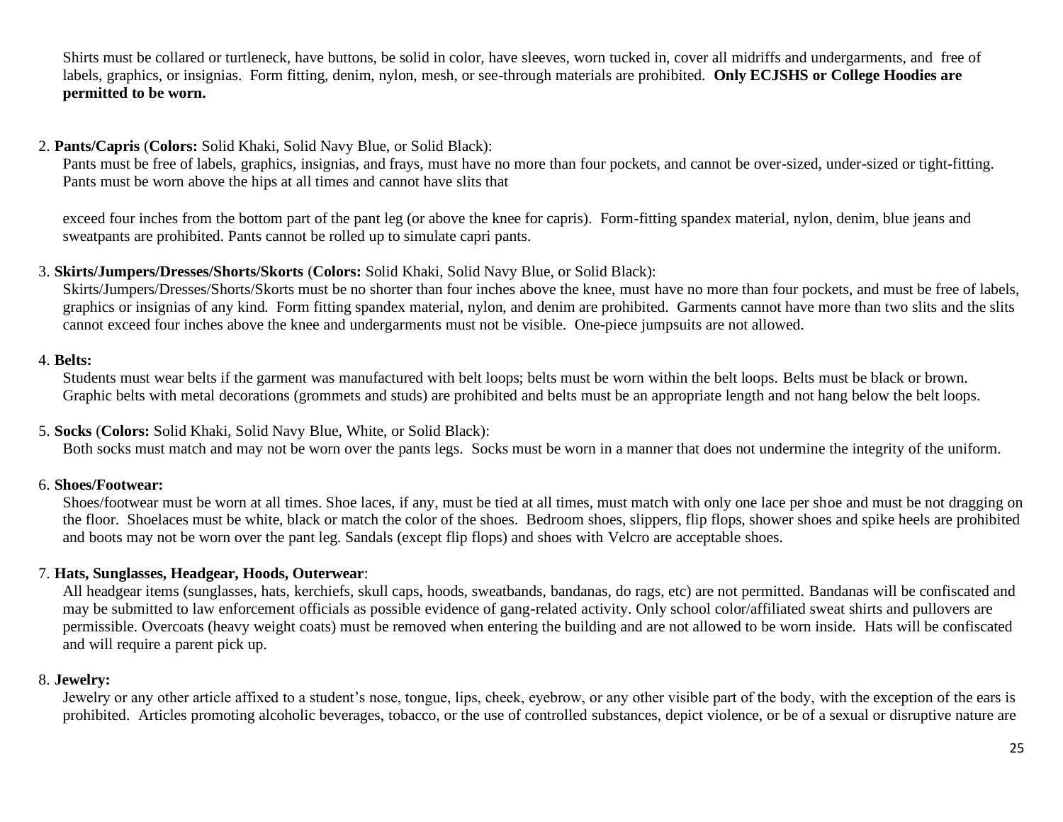Shirts must be collared or turtleneck, have buttons, be solid in color, have sleeves, worn tucked in, cover all midriffs and undergarments, and free of labels, graphics, or insignias. Form fitting, denim, nylon, mesh, or see-through materials are prohibited. **Only ECJSHS or College Hoodies are permitted to be worn.**

2. **Pants/Capris** (**Colors:** Solid Khaki, Solid Navy Blue, or Solid Black):
   Pants must be free of labels, graphics, insignias, and frays, must have no more than four pockets, and cannot be over-sized, under-sized or tight-fitting. Pants must be worn above the hips at all times and cannot have slits that

   exceed four inches from the bottom part of the pant leg (or above the knee for capris). Form-fitting spandex material, nylon, denim, blue jeans and sweatpants are prohibited. Pants cannot be rolled up to simulate capri pants.

3. **Skirts/Jumpers/Dresses/Shorts/Skorts** (**Colors:** Solid Khaki, Solid Navy Blue, or Solid Black):
   Skirts/Jumpers/Dresses/Shorts/Skorts must be no shorter than four inches above the knee, must have no more than four pockets, and must be free of labels, graphics or insignias of any kind. Form fitting spandex material, nylon, and denim are prohibited. Garments cannot have more than two slits and the slits cannot exceed four inches above the knee and undergarments must not be visible. One-piece jumpsuits are not allowed.

4. **Belts:**
   Students must wear belts if the garment was manufactured with belt loops; belts must be worn within the belt loops. Belts must be black or brown. Graphic belts with metal decorations (grommets and studs) are prohibited and belts must be an appropriate length and not hang below the belt loops.

5. **Socks** (**Colors:** Solid Khaki, Solid Navy Blue, White, or Solid Black):
   Both socks must match and may not be worn over the pants legs. Socks must be worn in a manner that does not undermine the integrity of the uniform.

6. **Shoes/Footwear:**
   Shoes/footwear must be worn at all times. Shoe laces, if any, must be tied at all times, must match with only one lace per shoe and must be not dragging on the floor. Shoelaces must be white, black or match the color of the shoes. Bedroom shoes, slippers, flip flops, shower shoes and spike heels are prohibited and boots may not be worn over the pant leg. Sandals (except flip flops) and shoes with Velcro are acceptable shoes.

7. **Hats, Sunglasses, Headgear, Hoods, Outerwear**:
   All headgear items (sunglasses, hats, kerchiefs, skull caps, hoods, sweatbands, bandanas, do rags, etc) are not permitted. Bandanas will be confiscated and may be submitted to law enforcement officials as possible evidence of gang-related activity. Only school color/affiliated sweat shirts and pullovers are permissible. Overcoats (heavy weight coats) must be removed when entering the building and are not allowed to be worn inside. Hats will be confiscated and will require a parent pick up.

8. **Jewelry:**
   Jewelry or any other article affixed to a student's nose, tongue, lips, cheek, eyebrow, or any other visible part of the body, with the exception of the ears is prohibited. Articles promoting alcoholic beverages, tobacco, or the use of controlled substances, depict violence, or be of a sexual or disruptive nature are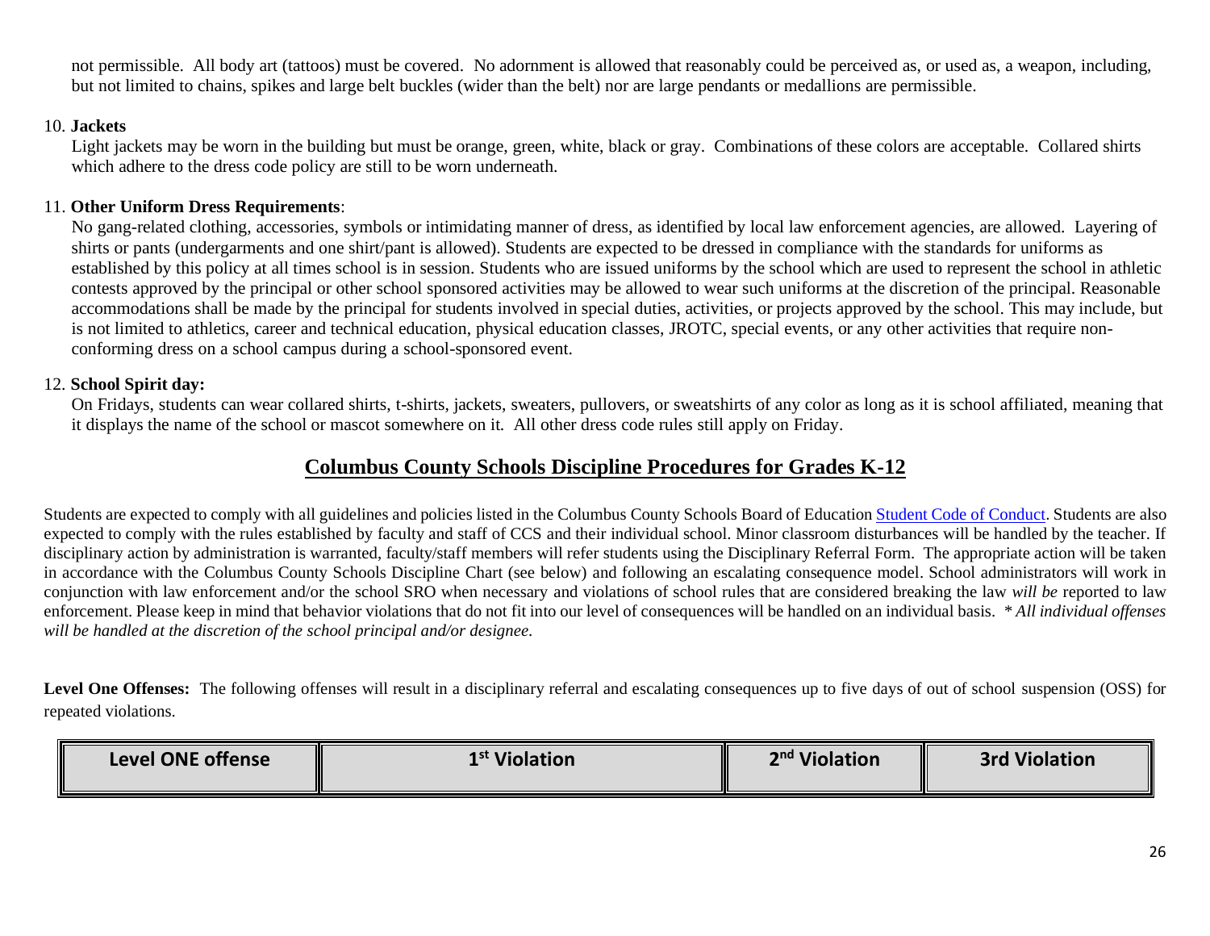not permissible. All body art (tattoos) must be covered. No adornment is allowed that reasonably could be perceived as, or used as, a weapon, including, but not limited to chains, spikes and large belt buckles (wider than the belt) nor are large pendants or medallions are permissible.

10. **Jackets**

    Light jackets may be worn in the building but must be orange, green, white, black or gray. Combinations of these colors are acceptable. Collared shirts which adhere to the dress code policy are still to be worn underneath.

11. **Other Uniform Dress Requirements**:

    No gang-related clothing, accessories, symbols or intimidating manner of dress, as identified by local law enforcement agencies, are allowed. Layering of shirts or pants (undergarments and one shirt/pant is allowed). Students are expected to be dressed in compliance with the standards for uniforms as established by this policy at all times school is in session. Students who are issued uniforms by the school which are used to represent the school in athletic contests approved by the principal or other school sponsored activities may be allowed to wear such uniforms at the discretion of the principal. Reasonable accommodations shall be made by the principal for students involved in special duties, activities, or projects approved by the school. This may include, but is not limited to athletics, career and technical education, physical education classes, JROTC, special events, or any other activities that require non-conforming dress on a school campus during a school-sponsored event.

12. **School Spirit day:**

    On Fridays, students can wear collared shirts, t-shirts, jackets, sweaters, pullovers, or sweatshirts of any color as long as it is school affiliated, meaning that it displays the name of the school or mascot somewhere on it. All other dress code rules still apply on Friday.

## Columbus County Schools Discipline Procedures for Grades K-12

Students are expected to comply with all guidelines and policies listed in the Columbus County Schools Board of Education Student Code of Conduct. Students are also expected to comply with the rules established by faculty and staff of CCS and their individual school. Minor classroom disturbances will be handled by the teacher. If disciplinary action by administration is warranted, faculty/staff members will refer students using the Disciplinary Referral Form. The appropriate action will be taken in accordance with the Columbus County Schools Discipline Chart (see below) and following an escalating consequence model. School administrators will work in conjunction with law enforcement and/or the school SRO when necessary and violations of school rules that are considered breaking the law *will be* reported to law enforcement. Please keep in mind that behavior violations that do not fit into our level of consequences will be handled on an individual basis. *\* All individual offenses will be handled at the discretion of the school principal and/or designee.*

**Level One Offenses:** The following offenses will result in a disciplinary referral and escalating consequences up to five days of out of school suspension (OSS) for repeated violations.

| Level ONE offense | 1st Violation | 2nd Violation | 3rd Violation |
|---|---|---|---|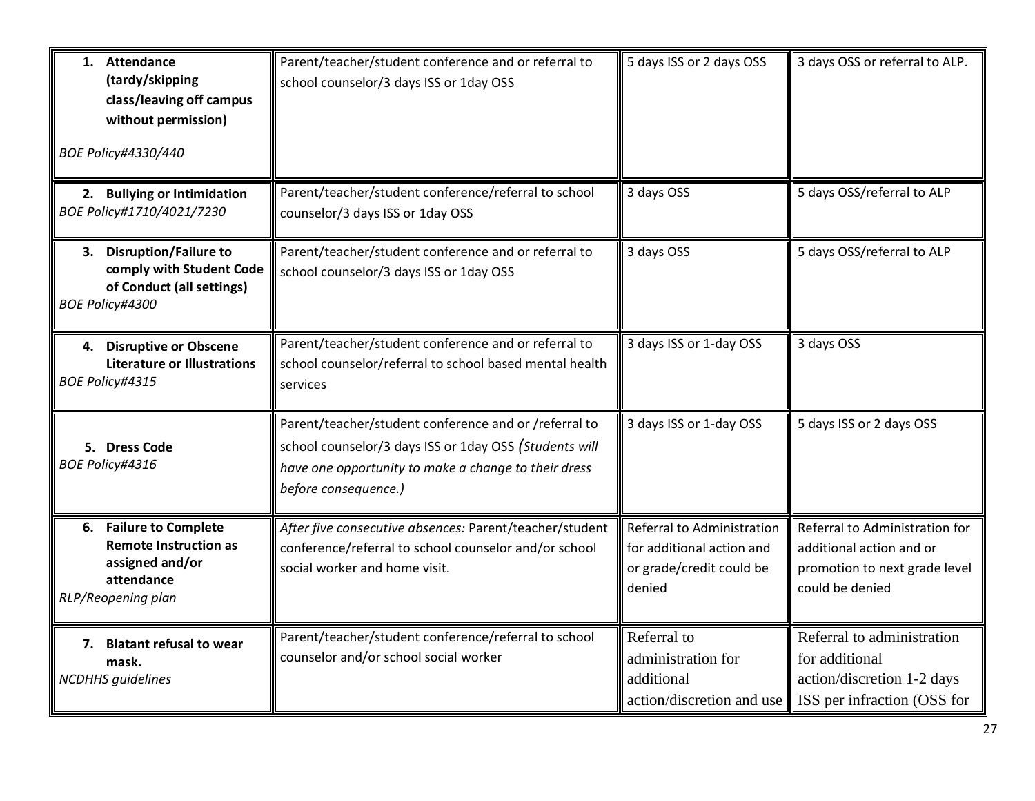| | | | |
|---|---|---|---|
| **1. Attendance (tardy/skipping class/leaving off campus without permission)** *BOE Policy#4330/440* | Parent/teacher/student conference and or referral to school counselor/3 days ISS or 1day OSS | 5 days ISS or 2 days OSS | 3 days OSS or referral to ALP. |
| **2. Bullying or Intimidation** *BOE Policy#1710/4021/7230* | Parent/teacher/student conference/referral to school counselor/3 days ISS or 1day OSS | 3 days OSS | 5 days OSS/referral to ALP |
| **3. Disruption/Failure to comply with Student Code of Conduct (all settings)** *BOE Policy#4300* | Parent/teacher/student conference and or referral to school counselor/3 days ISS or 1day OSS | 3 days OSS | 5 days OSS/referral to ALP |
| **4. Disruptive or Obscene Literature or Illustrations** *BOE Policy#4315* | Parent/teacher/student conference and or referral to school counselor/referral to school based mental health services | 3 days ISS or 1-day OSS | 3 days OSS |
| **5. Dress Code** *BOE Policy#4316* | Parent/teacher/student conference and or /referral to school counselor/3 days ISS or 1day OSS *(Students will have one opportunity to make a change to their dress before consequence.)* | 3 days ISS or 1-day OSS | 5 days ISS or 2 days OSS |
| **6. Failure to Complete Remote Instruction as assigned and/or attendance** *RLP/Reopening plan* | *After five consecutive absences:* Parent/teacher/student conference/referral to school counselor and/or school social worker and home visit. | Referral to Administration for additional action and or grade/credit could be denied | Referral to Administration for additional action and or promotion to next grade level could be denied |
| **7. Blatant refusal to wear mask.** *NCDHHS guidelines* | Parent/teacher/student conference/referral to school counselor and/or school social worker | Referral to administration for additional action/discretion and use | Referral to administration for additional action/discretion 1-2 days ISS per infraction (OSS for |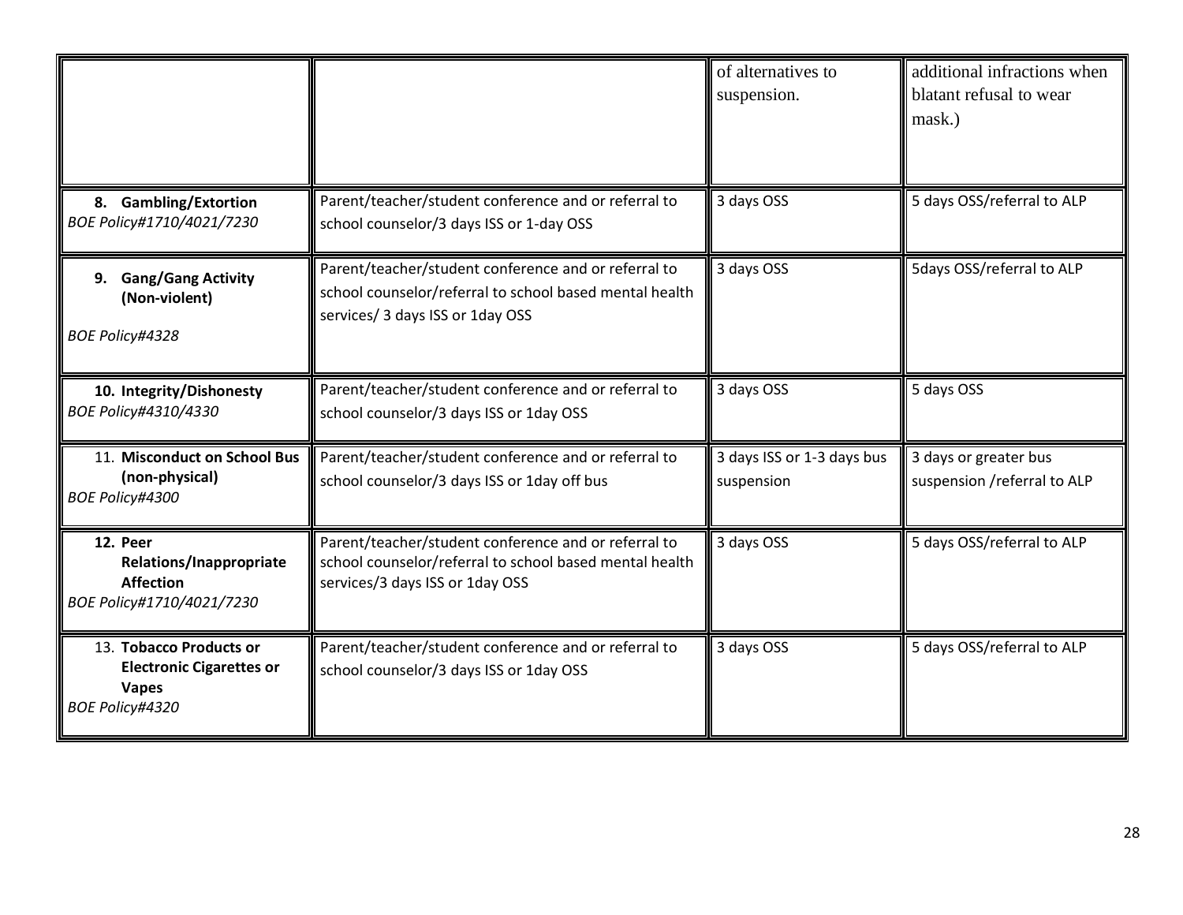| | | | |
|---|---|---|---|
| | | of alternatives to suspension. | additional infractions when blatant refusal to wear mask.) |
| **8. Gambling/Extortion** *BOE Policy#1710/4021/7230* | Parent/teacher/student conference and or referral to school counselor/3 days ISS or 1-day OSS | 3 days OSS | 5 days OSS/referral to ALP |
| **9. Gang/Gang Activity (Non-violent)** *BOE Policy#4328* | Parent/teacher/student conference and or referral to school counselor/referral to school based mental health services/ 3 days ISS or 1day OSS | 3 days OSS | 5days OSS/referral to ALP |
| **10. Integrity/Dishonesty** *BOE Policy#4310/4330* | Parent/teacher/student conference and or referral to school counselor/3 days ISS or 1day OSS | 3 days OSS | 5 days OSS |
| 11. **Misconduct on School Bus (non-physical)** *BOE Policy#4300* | Parent/teacher/student conference and or referral to school counselor/3 days ISS or 1day off bus | 3 days ISS or 1-3 days bus suspension | 3 days or greater bus suspension /referral to ALP |
| **12. Peer Relations/Inappropriate Affection** *BOE Policy#1710/4021/7230* | Parent/teacher/student conference and or referral to school counselor/referral to school based mental health services/3 days ISS or 1day OSS | 3 days OSS | 5 days OSS/referral to ALP |
| 13. **Tobacco Products or Electronic Cigarettes or Vapes** *BOE Policy#4320* | Parent/teacher/student conference and or referral to school counselor/3 days ISS or 1day OSS | 3 days OSS | 5 days OSS/referral to ALP |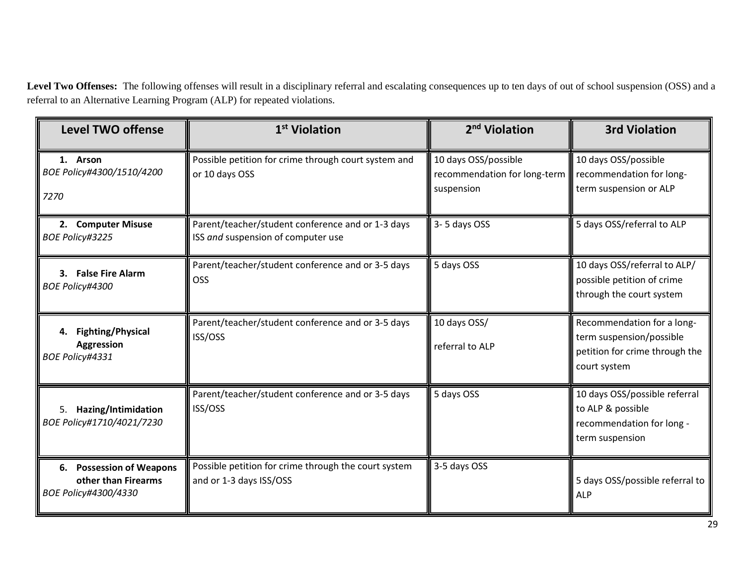**Level Two Offenses:** The following offenses will result in a disciplinary referral and escalating consequences up to ten days of out of school suspension (OSS) and a referral to an Alternative Learning Program (ALP) for repeated violations.

| Level TWO offense | 1st Violation | 2nd Violation | 3rd Violation |
|---|---|---|---|
| **1. Arson** *BOE Policy#4300/1510/4200 7270* | Possible petition for crime through court system and or 10 days OSS | 10 days OSS/possible recommendation for long-term suspension | 10 days OSS/possible recommendation for long-term suspension or ALP |
| **2. Computer Misuse** *BOE Policy#3225* | Parent/teacher/student conference and or 1-3 days ISS *and* suspension of computer use | 3- 5 days OSS | 5 days OSS/referral to ALP |
| **3. False Fire Alarm** *BOE Policy#4300* | Parent/teacher/student conference and or 3-5 days OSS | 5 days OSS | 10 days OSS/referral to ALP/ possible petition of crime through the court system |
| **4. Fighting/Physical Aggression** *BOE Policy#4331* | Parent/teacher/student conference and or 3-5 days ISS/OSS | 10 days OSS/ referral to ALP | Recommendation for a long-term suspension/possible petition for crime through the court system |
| 5. **Hazing/Intimidation** *BOE Policy#1710/4021/7230* | Parent/teacher/student conference and or 3-5 days ISS/OSS | 5 days OSS | 10 days OSS/possible referral to ALP & possible recommendation for long -term suspension |
| **6. Possession of Weapons other than Firearms** *BOE Policy#4300/4330* | Possible petition for crime through the court system and or 1-3 days ISS/OSS | 3-5 days OSS | 5 days OSS/possible referral to ALP |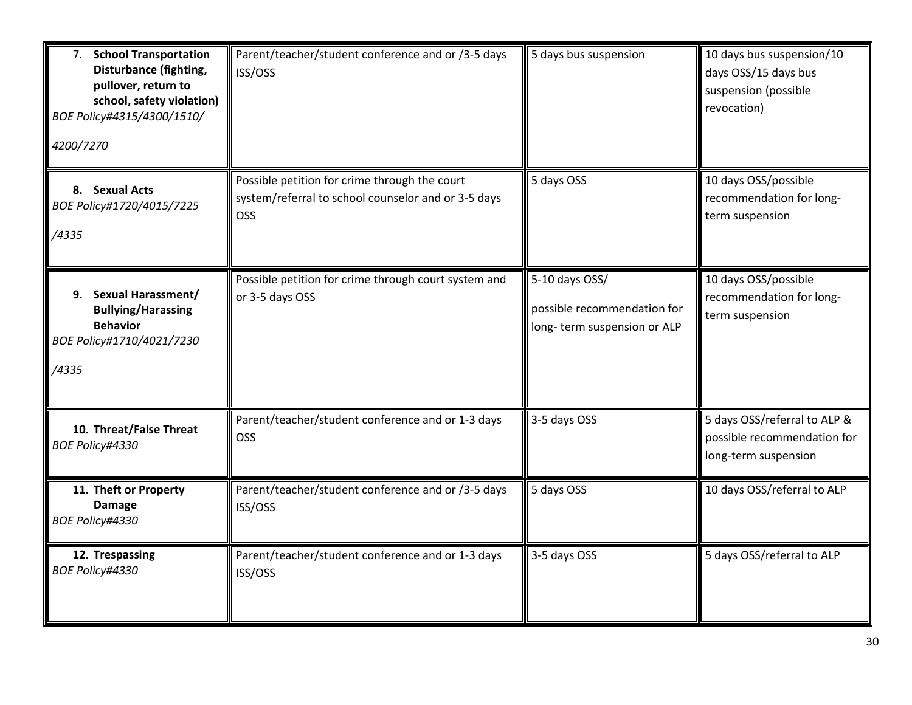| | | | |
|---|---|---|---|
| 7. **School Transportation Disturbance (fighting, pullover, return to school, safety violation)** *BOE Policy#4315/4300/1510/ 4200/7270* | Parent/teacher/student conference and or /3-5 days ISS/OSS | 5 days bus suspension | 10 days bus suspension/10 days OSS/15 days bus suspension (possible revocation) |
| 8. **Sexual Acts** *BOE Policy#1720/4015/7225 /4335* | Possible petition for crime through the court system/referral to school counselor and or 3-5 days OSS | 5 days OSS | 10 days OSS/possible recommendation for long-term suspension |
| 9. **Sexual Harassment/ Bullying/Harassing Behavior** *BOE Policy#1710/4021/7230 /4335* | Possible petition for crime through court system and or 3-5 days OSS | 5-10 days OSS/ possible recommendation for long- term suspension or ALP | 10 days OSS/possible recommendation for long-term suspension |
| 10. **Threat/False Threat** *BOE Policy#4330* | Parent/teacher/student conference and or 1-3 days OSS | 3-5 days OSS | 5 days OSS/referral to ALP & possible recommendation for long-term suspension |
| 11. **Theft or Property Damage** *BOE Policy#4330* | Parent/teacher/student conference and or /3-5 days ISS/OSS | 5 days OSS | 10 days OSS/referral to ALP |
| 12. **Trespassing** *BOE Policy#4330* | Parent/teacher/student conference and or 1-3 days ISS/OSS | 3-5 days OSS | 5 days OSS/referral to ALP |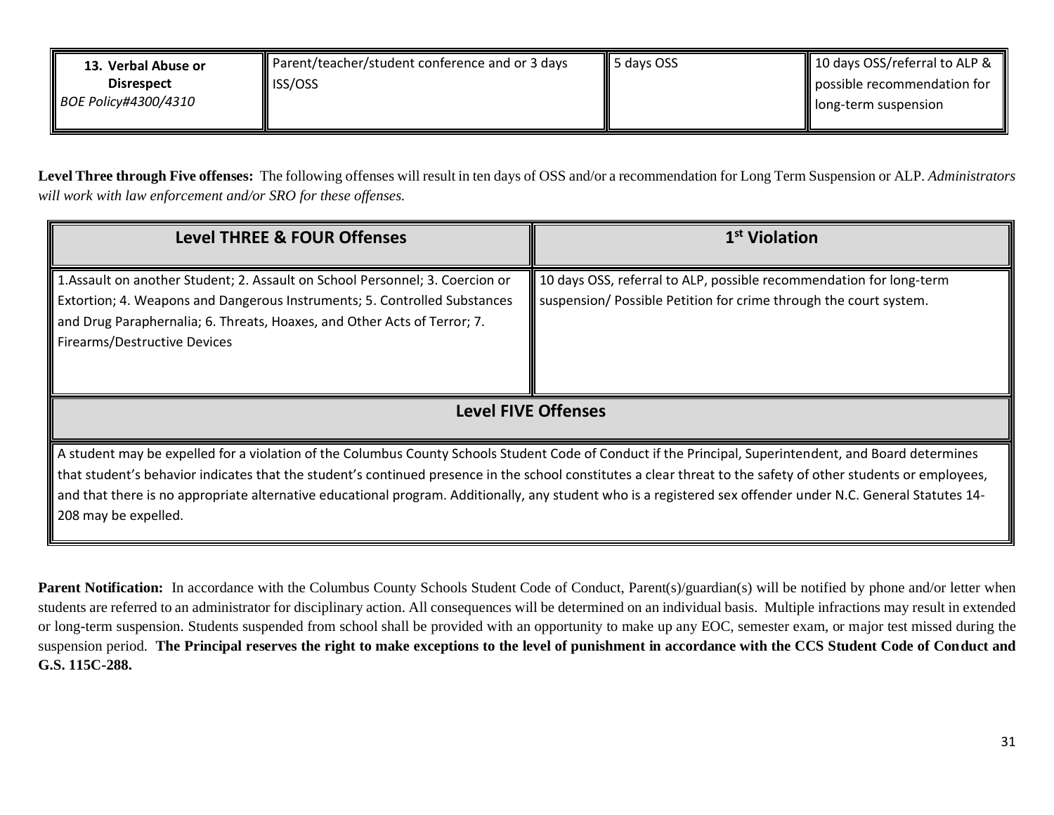| **13. Verbal Abuse or Disrespect** *BOE Policy#4300/4310* | Parent/teacher/student conference and or 3 days ISS/OSS | 5 days OSS | 10 days OSS/referral to ALP & possible recommendation for long-term suspension |
|---|---|---|---|

**Level Three through Five offenses:** The following offenses will result in ten days of OSS and/or a recommendation for Long Term Suspension or ALP. *Administrators will work with law enforcement and/or SRO for these offenses.*

| **Level THREE & FOUR Offenses** | **1st Violation** |
|---|---|
| 1.Assault on another Student; 2. Assault on School Personnel; 3. Coercion or Extortion; 4. Weapons and Dangerous Instruments; 5. Controlled Substances and Drug Paraphernalia; 6. Threats, Hoaxes, and Other Acts of Terror; 7. Firearms/Destructive Devices | 10 days OSS, referral to ALP, possible recommendation for long-term suspension/ Possible Petition for crime through the court system. |
| **Level FIVE Offenses** | |
| A student may be expelled for a violation of the Columbus County Schools Student Code of Conduct if the Principal, Superintendent, and Board determines that student's behavior indicates that the student's continued presence in the school constitutes a clear threat to the safety of other students or employees, and that there is no appropriate alternative educational program. Additionally, any student who is a registered sex offender under N.C. General Statutes 14-208 may be expelled. | |

**Parent Notification:** In accordance with the Columbus County Schools Student Code of Conduct, Parent(s)/guardian(s) will be notified by phone and/or letter when students are referred to an administrator for disciplinary action. All consequences will be determined on an individual basis. Multiple infractions may result in extended or long-term suspension. Students suspended from school shall be provided with an opportunity to make up any EOC, semester exam, or major test missed during the suspension period. **The Principal reserves the right to make exceptions to the level of punishment in accordance with the CCS Student Code of Conduct and G.S. 115C-288.**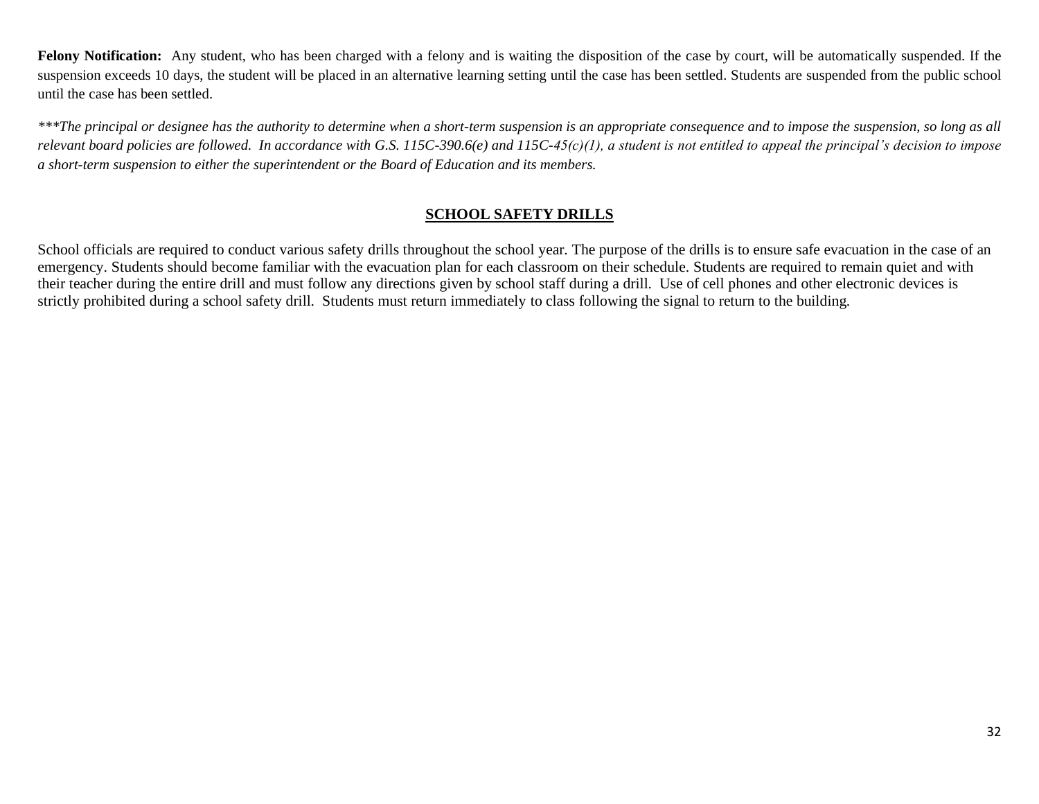**Felony Notification:** Any student, who has been charged with a felony and is waiting the disposition of the case by court, will be automatically suspended. If the suspension exceeds 10 days, the student will be placed in an alternative learning setting until the case has been settled. Students are suspended from the public school until the case has been settled.

****The principal or designee has the authority to determine when a short-term suspension is an appropriate consequence and to impose the suspension, so long as all relevant board policies are followed. In accordance with G.S. 115C-390.6(e) and 115C-45(c)(1), a student is not entitled to appeal the principal's decision to impose a short-term suspension to either the superintendent or the Board of Education and its members.*

## SCHOOL SAFETY DRILLS

School officials are required to conduct various safety drills throughout the school year. The purpose of the drills is to ensure safe evacuation in the case of an emergency. Students should become familiar with the evacuation plan for each classroom on their schedule. Students are required to remain quiet and with their teacher during the entire drill and must follow any directions given by school staff during a drill. Use of cell phones and other electronic devices is strictly prohibited during a school safety drill. Students must return immediately to class following the signal to return to the building.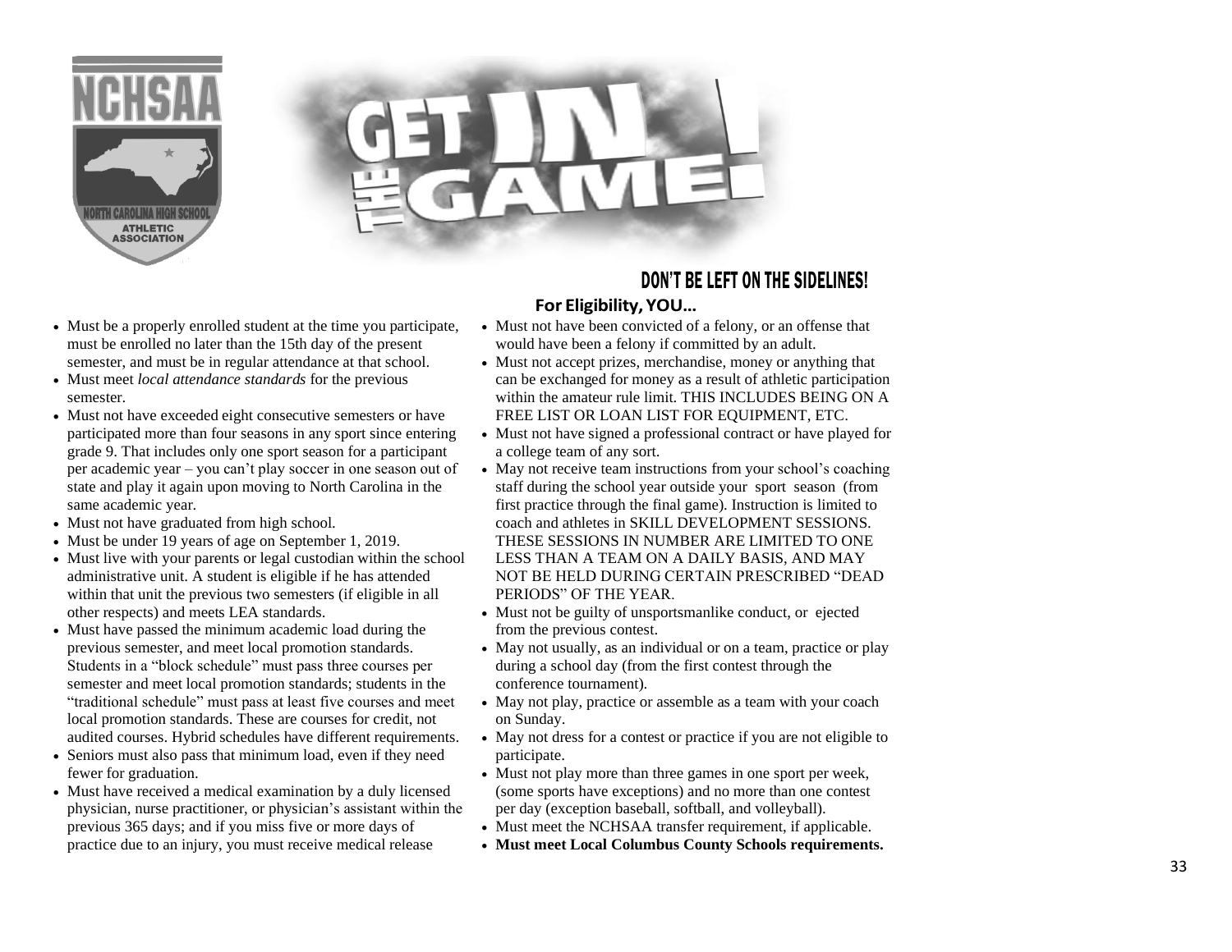# GET IN THE GAME!

## DON'T BE LEFT ON THE SIDELINES!

### For Eligibility, YOU…

- Must be a properly enrolled student at the time you participate, must be enrolled no later than the 15th day of the present semester, and must be in regular attendance at that school.
- Must meet *local attendance standards* for the previous semester.
- Must not have exceeded eight consecutive semesters or have participated more than four seasons in any sport since entering grade 9. That includes only one sport season for a participant per academic year – you can't play soccer in one season out of state and play it again upon moving to North Carolina in the same academic year.
- Must not have graduated from high school.
- Must be under 19 years of age on September 1, 2019.
- Must live with your parents or legal custodian within the school administrative unit. A student is eligible if he has attended within that unit the previous two semesters (if eligible in all other respects) and meets LEA standards.
- Must have passed the minimum academic load during the previous semester, and meet local promotion standards. Students in a "block schedule" must pass three courses per semester and meet local promotion standards; students in the "traditional schedule" must pass at least five courses and meet local promotion standards. These are courses for credit, not audited courses. Hybrid schedules have different requirements.
- Seniors must also pass that minimum load, even if they need fewer for graduation.
- Must have received a medical examination by a duly licensed physician, nurse practitioner, or physician's assistant within the previous 365 days; and if you miss five or more days of practice due to an injury, you must receive medical release
- Must not have been convicted of a felony, or an offense that would have been a felony if committed by an adult.
- Must not accept prizes, merchandise, money or anything that can be exchanged for money as a result of athletic participation within the amateur rule limit. THIS INCLUDES BEING ON A FREE LIST OR LOAN LIST FOR EQUIPMENT, ETC.
- Must not have signed a professional contract or have played for a college team of any sort.
- May not receive team instructions from your school's coaching staff during the school year outside your sport season (from first practice through the final game). Instruction is limited to coach and athletes in SKILL DEVELOPMENT SESSIONS. THESE SESSIONS IN NUMBER ARE LIMITED TO ONE LESS THAN A TEAM ON A DAILY BASIS, AND MAY NOT BE HELD DURING CERTAIN PRESCRIBED "DEAD PERIODS" OF THE YEAR.
- Must not be guilty of unsportsmanlike conduct, or ejected from the previous contest.
- May not usually, as an individual or on a team, practice or play during a school day (from the first contest through the conference tournament).
- May not play, practice or assemble as a team with your coach on Sunday.
- May not dress for a contest or practice if you are not eligible to participate.
- Must not play more than three games in one sport per week, (some sports have exceptions) and no more than one contest per day (exception baseball, softball, and volleyball).
- Must meet the NCHSAA transfer requirement, if applicable.
- **Must meet Local Columbus County Schools requirements.**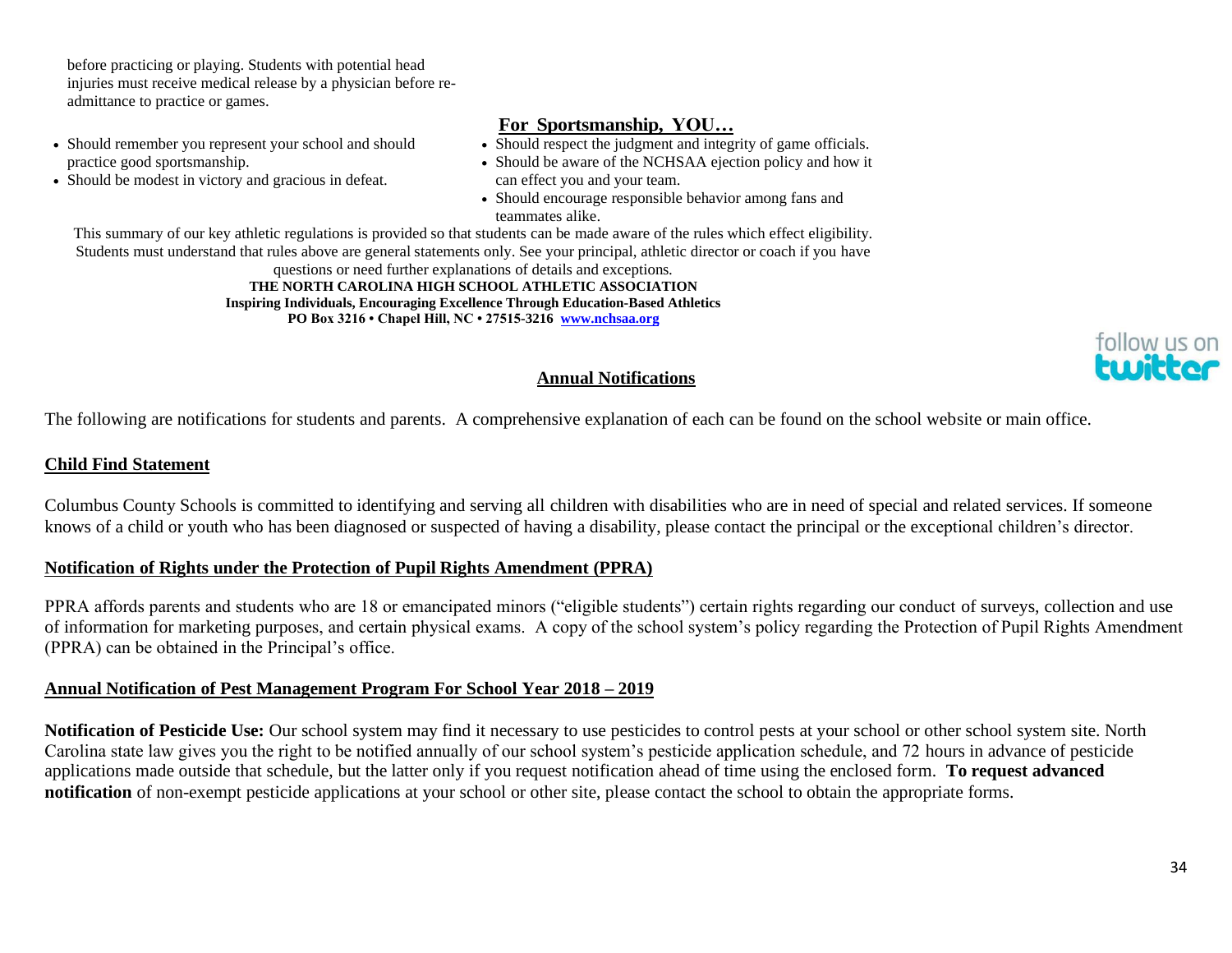before practicing or playing. Students with potential head injuries must receive medical release by a physician before re-admittance to practice or games.

**For Sportsmanship, YOU…**

- Should remember you represent your school and should practice good sportsmanship.
- Should be modest in victory and gracious in defeat.
- Should respect the judgment and integrity of game officials.
- Should be aware of the NCHSAA ejection policy and how it can effect you and your team.
- Should encourage responsible behavior among fans and teammates alike.

This summary of our key athletic regulations is provided so that students can be made aware of the rules which effect eligibility. Students must understand that rules above are general statements only. See your principal, athletic director or coach if you have questions or need further explanations of details and exceptions.

**THE NORTH CAROLINA HIGH SCHOOL ATHLETIC ASSOCIATION**
**Inspiring Individuals, Encouraging Excellence Through Education-Based Athletics**
**PO Box 3216 • Chapel Hill, NC • 27515-3216 www.nchsaa.org**

follow us on twitter

## Annual Notifications

The following are notifications for students and parents. A comprehensive explanation of each can be found on the school website or main office.

### Child Find Statement

Columbus County Schools is committed to identifying and serving all children with disabilities who are in need of special and related services. If someone knows of a child or youth who has been diagnosed or suspected of having a disability, please contact the principal or the exceptional children's director.

### Notification of Rights under the Protection of Pupil Rights Amendment (PPRA)

PPRA affords parents and students who are 18 or emancipated minors ("eligible students") certain rights regarding our conduct of surveys, collection and use of information for marketing purposes, and certain physical exams. A copy of the school system's policy regarding the Protection of Pupil Rights Amendment (PPRA) can be obtained in the Principal's office.

### Annual Notification of Pest Management Program For School Year 2018 – 2019

**Notification of Pesticide Use:** Our school system may find it necessary to use pesticides to control pests at your school or other school system site. North Carolina state law gives you the right to be notified annually of our school system's pesticide application schedule, and 72 hours in advance of pesticide applications made outside that schedule, but the latter only if you request notification ahead of time using the enclosed form. **To request advanced notification** of non-exempt pesticide applications at your school or other site, please contact the school to obtain the appropriate forms.